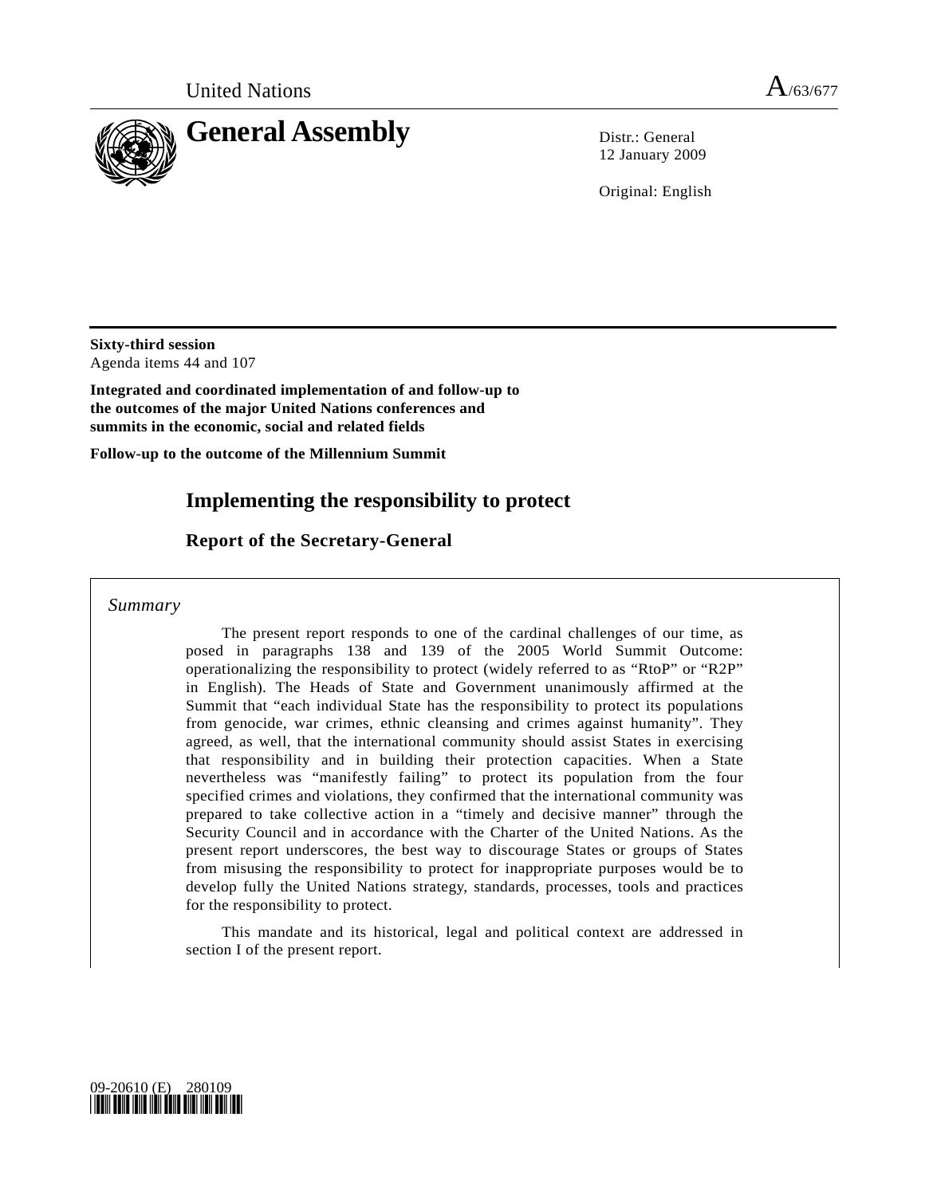United Nations A/63/677

# General Assembly

Distr.: General
12 January 2009

Original: English

**Sixty-third session**
Agenda items 44 and 107

**Integrated and coordinated implementation of and follow-up to the outcomes of the major United Nations conferences and summits in the economic, social and related fields**

**Follow-up to the outcome of the Millennium Summit**

## Implementing the responsibility to protect

### Report of the Secretary-General

*Summary*

The present report responds to one of the cardinal challenges of our time, as posed in paragraphs 138 and 139 of the 2005 World Summit Outcome: operationalizing the responsibility to protect (widely referred to as "RtoP" or "R2P" in English). The Heads of State and Government unanimously affirmed at the Summit that "each individual State has the responsibility to protect its populations from genocide, war crimes, ethnic cleansing and crimes against humanity". They agreed, as well, that the international community should assist States in exercising that responsibility and in building their protection capacities. When a State nevertheless was "manifestly failing" to protect its population from the four specified crimes and violations, they confirmed that the international community was prepared to take collective action in a "timely and decisive manner" through the Security Council and in accordance with the Charter of the United Nations. As the present report underscores, the best way to discourage States or groups of States from misusing the responsibility to protect for inappropriate purposes would be to develop fully the United Nations strategy, standards, processes, tools and practices for the responsibility to protect.

This mandate and its historical, legal and political context are addressed in section I of the present report.

09-20610 (E) 280109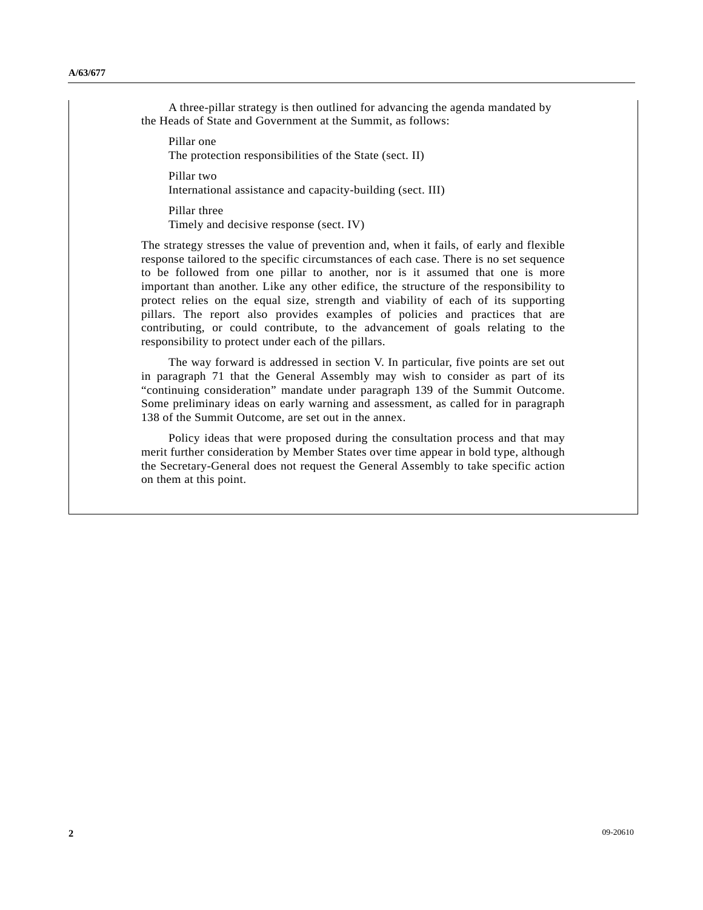A three-pillar strategy is then outlined for advancing the agenda mandated by the Heads of State and Government at the Summit, as follows:

Pillar one
The protection responsibilities of the State (sect. II)

Pillar two
International assistance and capacity-building (sect. III)

Pillar three
Timely and decisive response (sect. IV)

The strategy stresses the value of prevention and, when it fails, of early and flexible response tailored to the specific circumstances of each case. There is no set sequence to be followed from one pillar to another, nor is it assumed that one is more important than another. Like any other edifice, the structure of the responsibility to protect relies on the equal size, strength and viability of each of its supporting pillars. The report also provides examples of policies and practices that are contributing, or could contribute, to the advancement of goals relating to the responsibility to protect under each of the pillars.

The way forward is addressed in section V. In particular, five points are set out in paragraph 71 that the General Assembly may wish to consider as part of its "continuing consideration" mandate under paragraph 139 of the Summit Outcome. Some preliminary ideas on early warning and assessment, as called for in paragraph 138 of the Summit Outcome, are set out in the annex.

Policy ideas that were proposed during the consultation process and that may merit further consideration by Member States over time appear in bold type, although the Secretary-General does not request the General Assembly to take specific action on them at this point.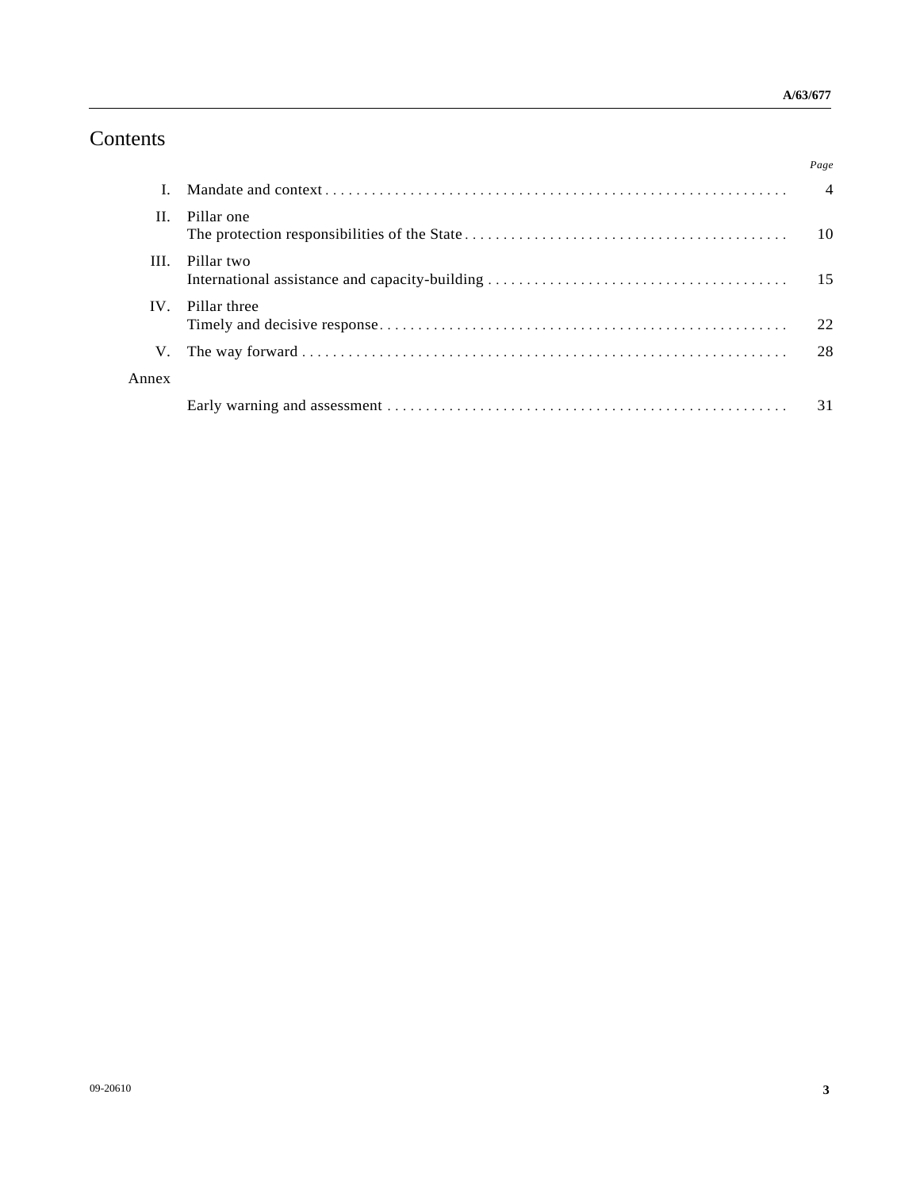# Contents

| | | Page |
|---|---|---|
| I. | Mandate and context | 4 |
| II. | Pillar one<br>The protection responsibilities of the State | 10 |
| III. | Pillar two<br>International assistance and capacity-building | 15 |
| IV. | Pillar three<br>Timely and decisive response | 22 |
| V. | The way forward | 28 |
| Annex | | |
| | Early warning and assessment | 31 |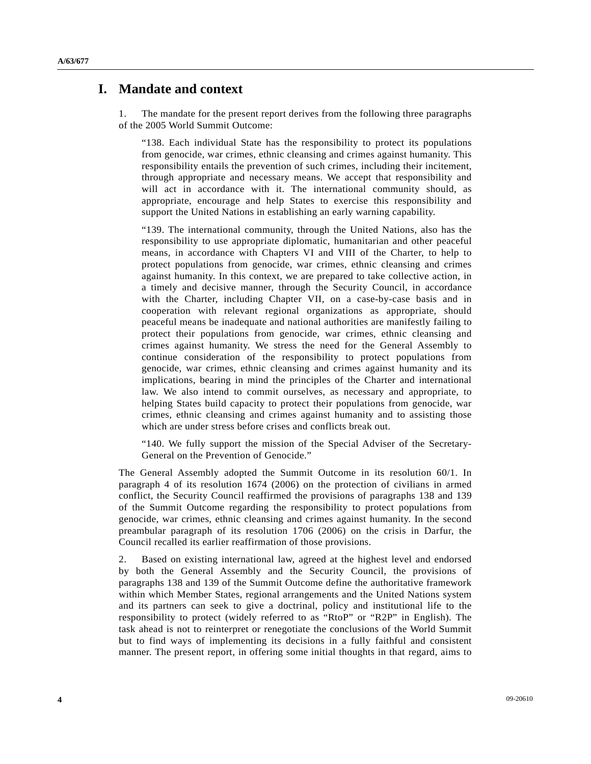# I. Mandate and context

1. The mandate for the present report derives from the following three paragraphs of the 2005 World Summit Outcome:

> "138. Each individual State has the responsibility to protect its populations from genocide, war crimes, ethnic cleansing and crimes against humanity. This responsibility entails the prevention of such crimes, including their incitement, through appropriate and necessary means. We accept that responsibility and will act in accordance with it. The international community should, as appropriate, encourage and help States to exercise this responsibility and support the United Nations in establishing an early warning capability.
>
> "139. The international community, through the United Nations, also has the responsibility to use appropriate diplomatic, humanitarian and other peaceful means, in accordance with Chapters VI and VIII of the Charter, to help to protect populations from genocide, war crimes, ethnic cleansing and crimes against humanity. In this context, we are prepared to take collective action, in a timely and decisive manner, through the Security Council, in accordance with the Charter, including Chapter VII, on a case-by-case basis and in cooperation with relevant regional organizations as appropriate, should peaceful means be inadequate and national authorities are manifestly failing to protect their populations from genocide, war crimes, ethnic cleansing and crimes against humanity. We stress the need for the General Assembly to continue consideration of the responsibility to protect populations from genocide, war crimes, ethnic cleansing and crimes against humanity and its implications, bearing in mind the principles of the Charter and international law. We also intend to commit ourselves, as necessary and appropriate, to helping States build capacity to protect their populations from genocide, war crimes, ethnic cleansing and crimes against humanity and to assisting those which are under stress before crises and conflicts break out.
>
> "140. We fully support the mission of the Special Adviser of the Secretary-General on the Prevention of Genocide."

The General Assembly adopted the Summit Outcome in its resolution 60/1. In paragraph 4 of its resolution 1674 (2006) on the protection of civilians in armed conflict, the Security Council reaffirmed the provisions of paragraphs 138 and 139 of the Summit Outcome regarding the responsibility to protect populations from genocide, war crimes, ethnic cleansing and crimes against humanity. In the second preambular paragraph of its resolution 1706 (2006) on the crisis in Darfur, the Council recalled its earlier reaffirmation of those provisions.

2. Based on existing international law, agreed at the highest level and endorsed by both the General Assembly and the Security Council, the provisions of paragraphs 138 and 139 of the Summit Outcome define the authoritative framework within which Member States, regional arrangements and the United Nations system and its partners can seek to give a doctrinal, policy and institutional life to the responsibility to protect (widely referred to as "RtoP" or "R2P" in English). The task ahead is not to reinterpret or renegotiate the conclusions of the World Summit but to find ways of implementing its decisions in a fully faithful and consistent manner. The present report, in offering some initial thoughts in that regard, aims to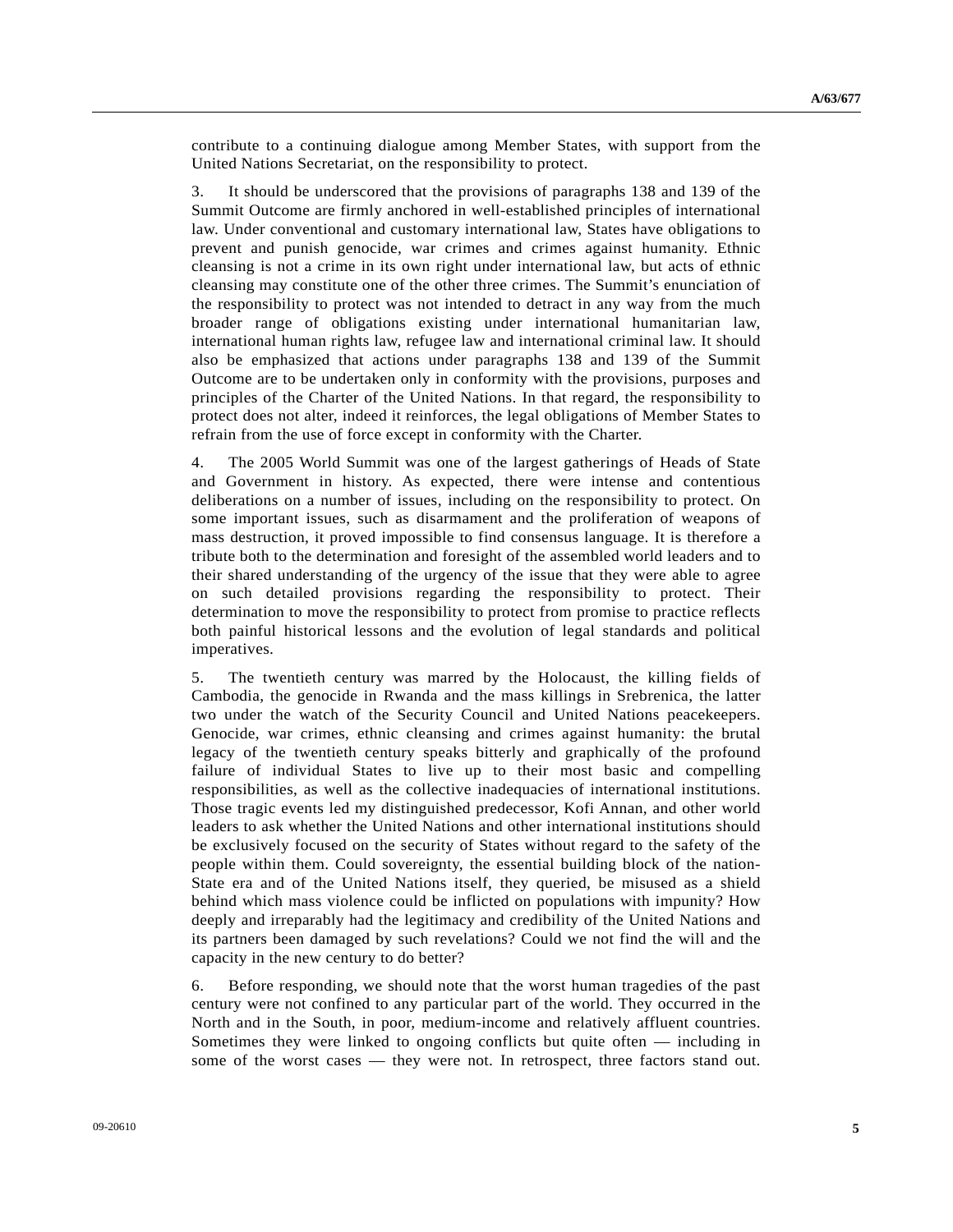contribute to a continuing dialogue among Member States, with support from the United Nations Secretariat, on the responsibility to protect.

3. It should be underscored that the provisions of paragraphs 138 and 139 of the Summit Outcome are firmly anchored in well-established principles of international law. Under conventional and customary international law, States have obligations to prevent and punish genocide, war crimes and crimes against humanity. Ethnic cleansing is not a crime in its own right under international law, but acts of ethnic cleansing may constitute one of the other three crimes. The Summit's enunciation of the responsibility to protect was not intended to detract in any way from the much broader range of obligations existing under international humanitarian law, international human rights law, refugee law and international criminal law. It should also be emphasized that actions under paragraphs 138 and 139 of the Summit Outcome are to be undertaken only in conformity with the provisions, purposes and principles of the Charter of the United Nations. In that regard, the responsibility to protect does not alter, indeed it reinforces, the legal obligations of Member States to refrain from the use of force except in conformity with the Charter.

4. The 2005 World Summit was one of the largest gatherings of Heads of State and Government in history. As expected, there were intense and contentious deliberations on a number of issues, including on the responsibility to protect. On some important issues, such as disarmament and the proliferation of weapons of mass destruction, it proved impossible to find consensus language. It is therefore a tribute both to the determination and foresight of the assembled world leaders and to their shared understanding of the urgency of the issue that they were able to agree on such detailed provisions regarding the responsibility to protect. Their determination to move the responsibility to protect from promise to practice reflects both painful historical lessons and the evolution of legal standards and political imperatives.

5. The twentieth century was marred by the Holocaust, the killing fields of Cambodia, the genocide in Rwanda and the mass killings in Srebrenica, the latter two under the watch of the Security Council and United Nations peacekeepers. Genocide, war crimes, ethnic cleansing and crimes against humanity: the brutal legacy of the twentieth century speaks bitterly and graphically of the profound failure of individual States to live up to their most basic and compelling responsibilities, as well as the collective inadequacies of international institutions. Those tragic events led my distinguished predecessor, Kofi Annan, and other world leaders to ask whether the United Nations and other international institutions should be exclusively focused on the security of States without regard to the safety of the people within them. Could sovereignty, the essential building block of the nation-State era and of the United Nations itself, they queried, be misused as a shield behind which mass violence could be inflicted on populations with impunity? How deeply and irreparably had the legitimacy and credibility of the United Nations and its partners been damaged by such revelations? Could we not find the will and the capacity in the new century to do better?

6. Before responding, we should note that the worst human tragedies of the past century were not confined to any particular part of the world. They occurred in the North and in the South, in poor, medium-income and relatively affluent countries. Sometimes they were linked to ongoing conflicts but quite often — including in some of the worst cases — they were not. In retrospect, three factors stand out.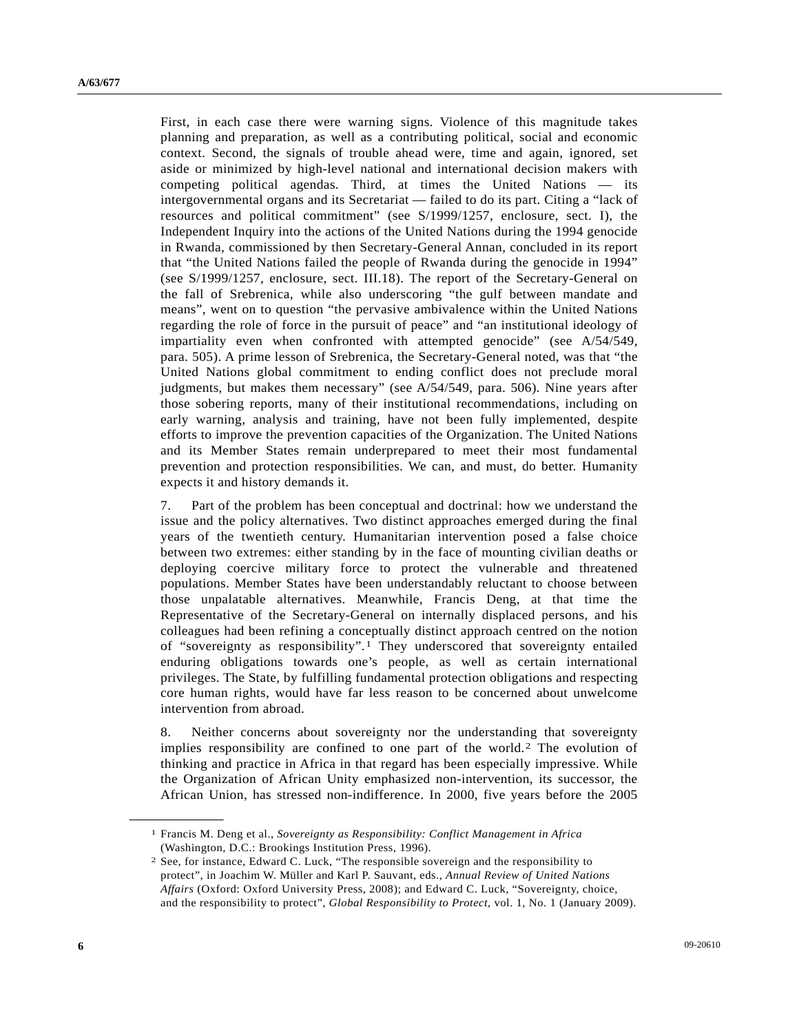First, in each case there were warning signs. Violence of this magnitude takes planning and preparation, as well as a contributing political, social and economic context. Second, the signals of trouble ahead were, time and again, ignored, set aside or minimized by high-level national and international decision makers with competing political agendas. Third, at times the United Nations — its intergovernmental organs and its Secretariat — failed to do its part. Citing a "lack of resources and political commitment" (see S/1999/1257, enclosure, sect. I), the Independent Inquiry into the actions of the United Nations during the 1994 genocide in Rwanda, commissioned by then Secretary-General Annan, concluded in its report that "the United Nations failed the people of Rwanda during the genocide in 1994" (see S/1999/1257, enclosure, sect. III.18). The report of the Secretary-General on the fall of Srebrenica, while also underscoring "the gulf between mandate and means", went on to question "the pervasive ambivalence within the United Nations regarding the role of force in the pursuit of peace" and "an institutional ideology of impartiality even when confronted with attempted genocide" (see A/54/549, para. 505). A prime lesson of Srebrenica, the Secretary-General noted, was that "the United Nations global commitment to ending conflict does not preclude moral judgments, but makes them necessary" (see A/54/549, para. 506). Nine years after those sobering reports, many of their institutional recommendations, including on early warning, analysis and training, have not been fully implemented, despite efforts to improve the prevention capacities of the Organization. The United Nations and its Member States remain underprepared to meet their most fundamental prevention and protection responsibilities. We can, and must, do better. Humanity expects it and history demands it.

7. Part of the problem has been conceptual and doctrinal: how we understand the issue and the policy alternatives. Two distinct approaches emerged during the final years of the twentieth century. Humanitarian intervention posed a false choice between two extremes: either standing by in the face of mounting civilian deaths or deploying coercive military force to protect the vulnerable and threatened populations. Member States have been understandably reluctant to choose between those unpalatable alternatives. Meanwhile, Francis Deng, at that time the Representative of the Secretary-General on internally displaced persons, and his colleagues had been refining a conceptually distinct approach centred on the notion of "sovereignty as responsibility".[1] They underscored that sovereignty entailed enduring obligations towards one's people, as well as certain international privileges. The State, by fulfilling fundamental protection obligations and respecting core human rights, would have far less reason to be concerned about unwelcome intervention from abroad.

8. Neither concerns about sovereignty nor the understanding that sovereignty implies responsibility are confined to one part of the world.[2] The evolution of thinking and practice in Africa in that regard has been especially impressive. While the Organization of African Unity emphasized non-intervention, its successor, the African Union, has stressed non-indifference. In 2000, five years before the 2005

---

[1] Francis M. Deng et al., *Sovereignty as Responsibility: Conflict Management in Africa* (Washington, D.C.: Brookings Institution Press, 1996).

[2] See, for instance, Edward C. Luck, "The responsible sovereign and the responsibility to protect", in Joachim W. Müller and Karl P. Sauvant, eds., *Annual Review of United Nations Affairs* (Oxford: Oxford University Press, 2008); and Edward C. Luck, "Sovereignty, choice, and the responsibility to protect", *Global Responsibility to Protect*, vol. 1, No. 1 (January 2009).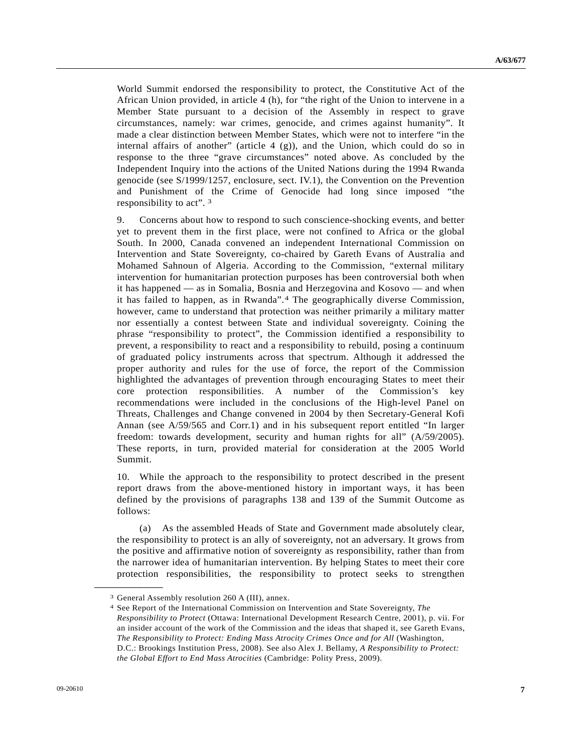World Summit endorsed the responsibility to protect, the Constitutive Act of the African Union provided, in article 4 (h), for "the right of the Union to intervene in a Member State pursuant to a decision of the Assembly in respect to grave circumstances, namely: war crimes, genocide, and crimes against humanity". It made a clear distinction between Member States, which were not to interfere "in the internal affairs of another" (article 4 (g)), and the Union, which could do so in response to the three "grave circumstances" noted above. As concluded by the Independent Inquiry into the actions of the United Nations during the 1994 Rwanda genocide (see S/1999/1257, enclosure, sect. IV.1), the Convention on the Prevention and Punishment of the Crime of Genocide had long since imposed "the responsibility to act".[3]

9. Concerns about how to respond to such conscience-shocking events, and better yet to prevent them in the first place, were not confined to Africa or the global South. In 2000, Canada convened an independent International Commission on Intervention and State Sovereignty, co-chaired by Gareth Evans of Australia and Mohamed Sahnoun of Algeria. According to the Commission, "external military intervention for humanitarian protection purposes has been controversial both when it has happened — as in Somalia, Bosnia and Herzegovina and Kosovo — and when it has failed to happen, as in Rwanda".[4] The geographically diverse Commission, however, came to understand that protection was neither primarily a military matter nor essentially a contest between State and individual sovereignty. Coining the phrase "responsibility to protect", the Commission identified a responsibility to prevent, a responsibility to react and a responsibility to rebuild, posing a continuum of graduated policy instruments across that spectrum. Although it addressed the proper authority and rules for the use of force, the report of the Commission highlighted the advantages of prevention through encouraging States to meet their core protection responsibilities. A number of the Commission's key recommendations were included in the conclusions of the High-level Panel on Threats, Challenges and Change convened in 2004 by then Secretary-General Kofi Annan (see A/59/565 and Corr.1) and in his subsequent report entitled "In larger freedom: towards development, security and human rights for all" (A/59/2005). These reports, in turn, provided material for consideration at the 2005 World Summit.

10. While the approach to the responsibility to protect described in the present report draws from the above-mentioned history in important ways, it has been defined by the provisions of paragraphs 138 and 139 of the Summit Outcome as follows:

(a) As the assembled Heads of State and Government made absolutely clear, the responsibility to protect is an ally of sovereignty, not an adversary. It grows from the positive and affirmative notion of sovereignty as responsibility, rather than from the narrower idea of humanitarian intervention. By helping States to meet their core protection responsibilities, the responsibility to protect seeks to strengthen

---

[3] General Assembly resolution 260 A (III), annex.

[4] See Report of the International Commission on Intervention and State Sovereignty, *The Responsibility to Protect* (Ottawa: International Development Research Centre, 2001), p. vii. For an insider account of the work of the Commission and the ideas that shaped it, see Gareth Evans, *The Responsibility to Protect: Ending Mass Atrocity Crimes Once and for All* (Washington, D.C.: Brookings Institution Press, 2008). See also Alex J. Bellamy, *A Responsibility to Protect: the Global Effort to End Mass Atrocities* (Cambridge: Polity Press, 2009).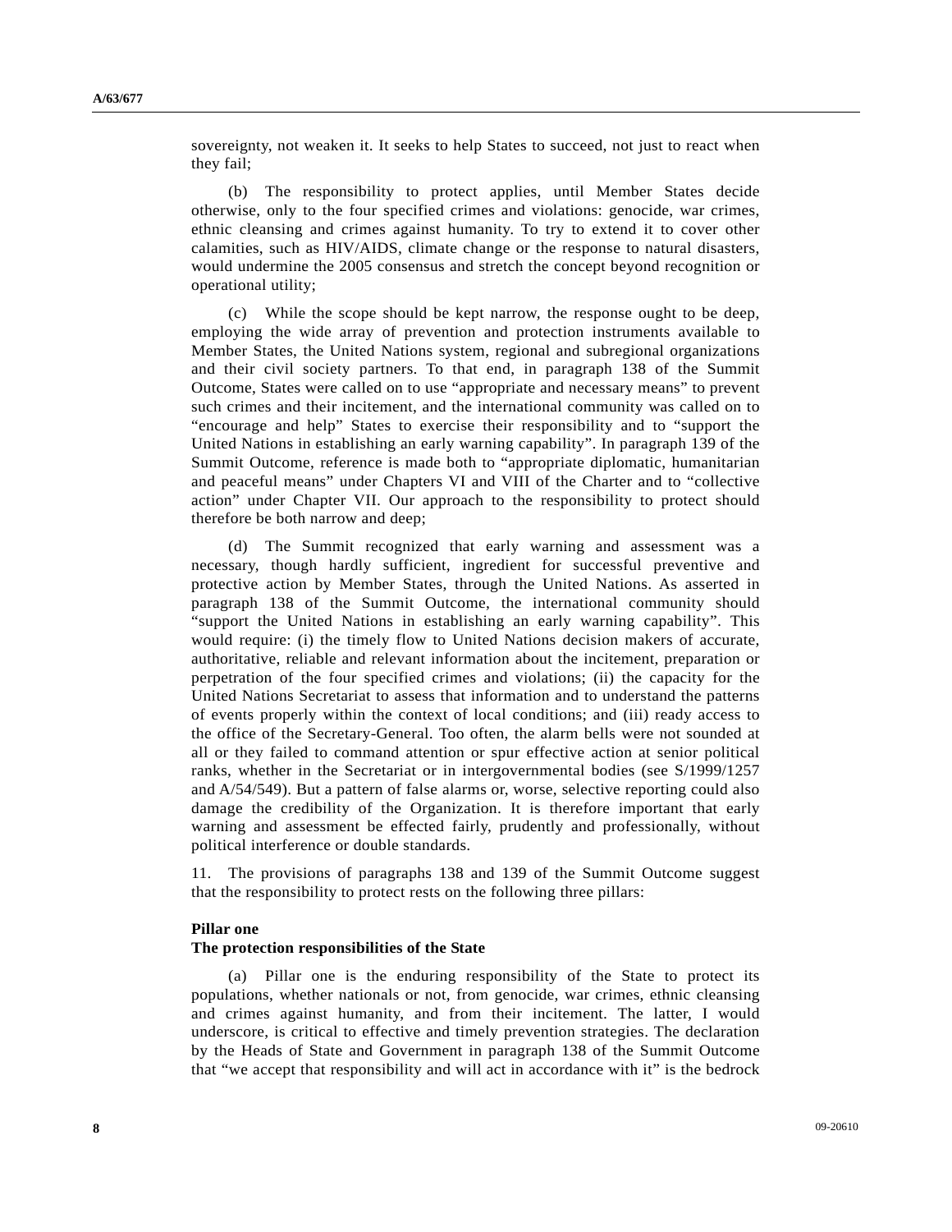sovereignty, not weaken it. It seeks to help States to succeed, not just to react when they fail;

(b) The responsibility to protect applies, until Member States decide otherwise, only to the four specified crimes and violations: genocide, war crimes, ethnic cleansing and crimes against humanity. To try to extend it to cover other calamities, such as HIV/AIDS, climate change or the response to natural disasters, would undermine the 2005 consensus and stretch the concept beyond recognition or operational utility;

(c) While the scope should be kept narrow, the response ought to be deep, employing the wide array of prevention and protection instruments available to Member States, the United Nations system, regional and subregional organizations and their civil society partners. To that end, in paragraph 138 of the Summit Outcome, States were called on to use "appropriate and necessary means" to prevent such crimes and their incitement, and the international community was called on to "encourage and help" States to exercise their responsibility and to "support the United Nations in establishing an early warning capability". In paragraph 139 of the Summit Outcome, reference is made both to "appropriate diplomatic, humanitarian and peaceful means" under Chapters VI and VIII of the Charter and to "collective action" under Chapter VII. Our approach to the responsibility to protect should therefore be both narrow and deep;

(d) The Summit recognized that early warning and assessment was a necessary, though hardly sufficient, ingredient for successful preventive and protective action by Member States, through the United Nations. As asserted in paragraph 138 of the Summit Outcome, the international community should "support the United Nations in establishing an early warning capability". This would require: (i) the timely flow to United Nations decision makers of accurate, authoritative, reliable and relevant information about the incitement, preparation or perpetration of the four specified crimes and violations; (ii) the capacity for the United Nations Secretariat to assess that information and to understand the patterns of events properly within the context of local conditions; and (iii) ready access to the office of the Secretary-General. Too often, the alarm bells were not sounded at all or they failed to command attention or spur effective action at senior political ranks, whether in the Secretariat or in intergovernmental bodies (see S/1999/1257 and A/54/549). But a pattern of false alarms or, worse, selective reporting could also damage the credibility of the Organization. It is therefore important that early warning and assessment be effected fairly, prudently and professionally, without political interference or double standards.

11. The provisions of paragraphs 138 and 139 of the Summit Outcome suggest that the responsibility to protect rests on the following three pillars:

**Pillar one**
**The protection responsibilities of the State**

(a) Pillar one is the enduring responsibility of the State to protect its populations, whether nationals or not, from genocide, war crimes, ethnic cleansing and crimes against humanity, and from their incitement. The latter, I would underscore, is critical to effective and timely prevention strategies. The declaration by the Heads of State and Government in paragraph 138 of the Summit Outcome that "we accept that responsibility and will act in accordance with it" is the bedrock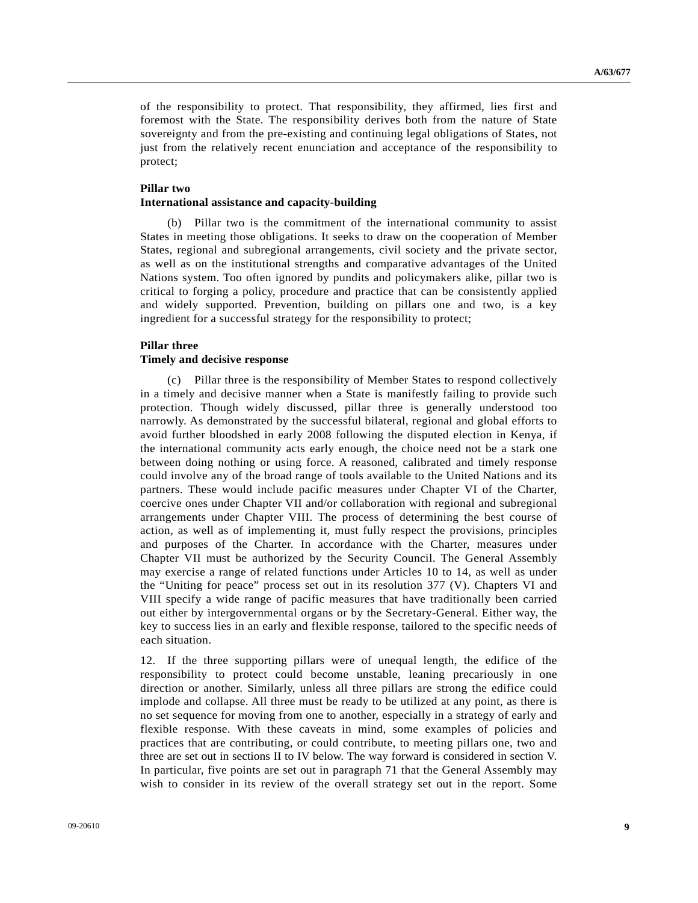of the responsibility to protect. That responsibility, they affirmed, lies first and foremost with the State. The responsibility derives both from the nature of State sovereignty and from the pre-existing and continuing legal obligations of States, not just from the relatively recent enunciation and acceptance of the responsibility to protect;

**Pillar two**
**International assistance and capacity-building**

(b) Pillar two is the commitment of the international community to assist States in meeting those obligations. It seeks to draw on the cooperation of Member States, regional and subregional arrangements, civil society and the private sector, as well as on the institutional strengths and comparative advantages of the United Nations system. Too often ignored by pundits and policymakers alike, pillar two is critical to forging a policy, procedure and practice that can be consistently applied and widely supported. Prevention, building on pillars one and two, is a key ingredient for a successful strategy for the responsibility to protect;

**Pillar three**
**Timely and decisive response**

(c) Pillar three is the responsibility of Member States to respond collectively in a timely and decisive manner when a State is manifestly failing to provide such protection. Though widely discussed, pillar three is generally understood too narrowly. As demonstrated by the successful bilateral, regional and global efforts to avoid further bloodshed in early 2008 following the disputed election in Kenya, if the international community acts early enough, the choice need not be a stark one between doing nothing or using force. A reasoned, calibrated and timely response could involve any of the broad range of tools available to the United Nations and its partners. These would include pacific measures under Chapter VI of the Charter, coercive ones under Chapter VII and/or collaboration with regional and subregional arrangements under Chapter VIII. The process of determining the best course of action, as well as of implementing it, must fully respect the provisions, principles and purposes of the Charter. In accordance with the Charter, measures under Chapter VII must be authorized by the Security Council. The General Assembly may exercise a range of related functions under Articles 10 to 14, as well as under the "Uniting for peace" process set out in its resolution 377 (V). Chapters VI and VIII specify a wide range of pacific measures that have traditionally been carried out either by intergovernmental organs or by the Secretary-General. Either way, the key to success lies in an early and flexible response, tailored to the specific needs of each situation.

12. If the three supporting pillars were of unequal length, the edifice of the responsibility to protect could become unstable, leaning precariously in one direction or another. Similarly, unless all three pillars are strong the edifice could implode and collapse. All three must be ready to be utilized at any point, as there is no set sequence for moving from one to another, especially in a strategy of early and flexible response. With these caveats in mind, some examples of policies and practices that are contributing, or could contribute, to meeting pillars one, two and three are set out in sections II to IV below. The way forward is considered in section V. In particular, five points are set out in paragraph 71 that the General Assembly may wish to consider in its review of the overall strategy set out in the report. Some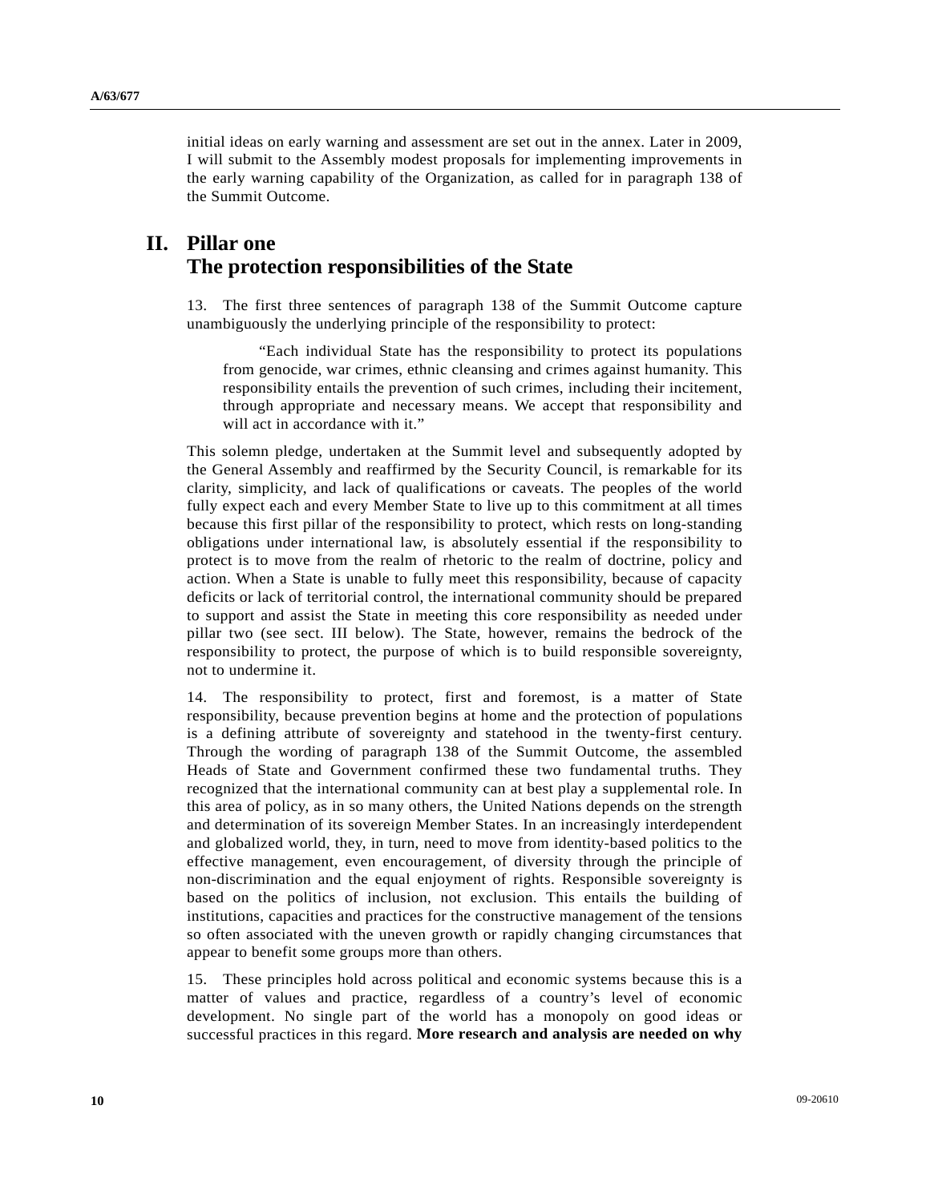initial ideas on early warning and assessment are set out in the annex. Later in 2009, I will submit to the Assembly modest proposals for implementing improvements in the early warning capability of the Organization, as called for in paragraph 138 of the Summit Outcome.

## II. Pillar one The protection responsibilities of the State

13. The first three sentences of paragraph 138 of the Summit Outcome capture unambiguously the underlying principle of the responsibility to protect:

> "Each individual State has the responsibility to protect its populations from genocide, war crimes, ethnic cleansing and crimes against humanity. This responsibility entails the prevention of such crimes, including their incitement, through appropriate and necessary means. We accept that responsibility and will act in accordance with it."

This solemn pledge, undertaken at the Summit level and subsequently adopted by the General Assembly and reaffirmed by the Security Council, is remarkable for its clarity, simplicity, and lack of qualifications or caveats. The peoples of the world fully expect each and every Member State to live up to this commitment at all times because this first pillar of the responsibility to protect, which rests on long-standing obligations under international law, is absolutely essential if the responsibility to protect is to move from the realm of rhetoric to the realm of doctrine, policy and action. When a State is unable to fully meet this responsibility, because of capacity deficits or lack of territorial control, the international community should be prepared to support and assist the State in meeting this core responsibility as needed under pillar two (see sect. III below). The State, however, remains the bedrock of the responsibility to protect, the purpose of which is to build responsible sovereignty, not to undermine it.

14. The responsibility to protect, first and foremost, is a matter of State responsibility, because prevention begins at home and the protection of populations is a defining attribute of sovereignty and statehood in the twenty-first century. Through the wording of paragraph 138 of the Summit Outcome, the assembled Heads of State and Government confirmed these two fundamental truths. They recognized that the international community can at best play a supplemental role. In this area of policy, as in so many others, the United Nations depends on the strength and determination of its sovereign Member States. In an increasingly interdependent and globalized world, they, in turn, need to move from identity-based politics to the effective management, even encouragement, of diversity through the principle of non-discrimination and the equal enjoyment of rights. Responsible sovereignty is based on the politics of inclusion, not exclusion. This entails the building of institutions, capacities and practices for the constructive management of the tensions so often associated with the uneven growth or rapidly changing circumstances that appear to benefit some groups more than others.

15. These principles hold across political and economic systems because this is a matter of values and practice, regardless of a country's level of economic development. No single part of the world has a monopoly on good ideas or successful practices in this regard. **More research and analysis are needed on why**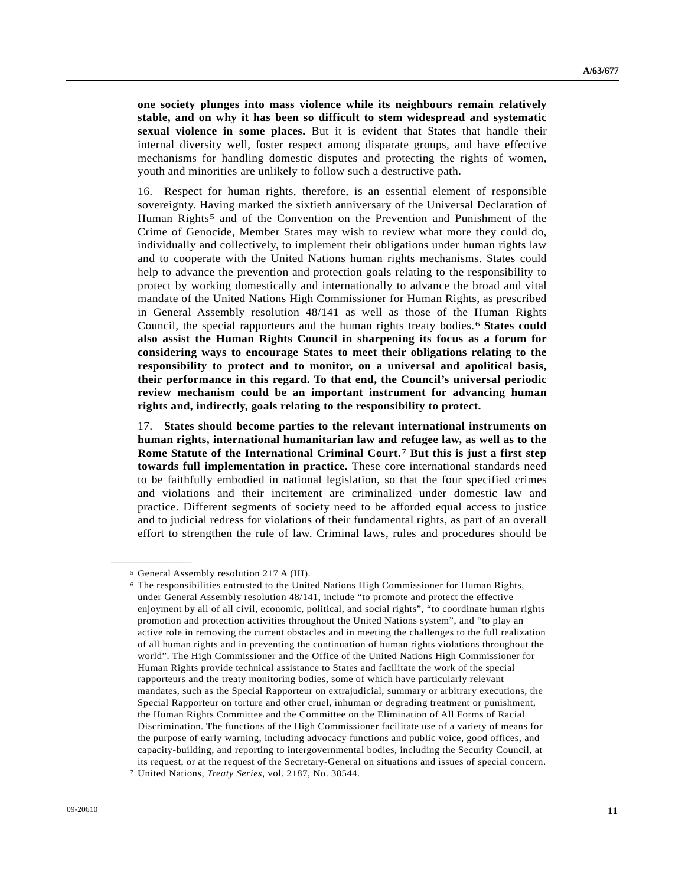**one society plunges into mass violence while its neighbours remain relatively stable, and on why it has been so difficult to stem widespread and systematic sexual violence in some places.** But it is evident that States that handle their internal diversity well, foster respect among disparate groups, and have effective mechanisms for handling domestic disputes and protecting the rights of women, youth and minorities are unlikely to follow such a destructive path.

16. Respect for human rights, therefore, is an essential element of responsible sovereignty. Having marked the sixtieth anniversary of the Universal Declaration of Human Rights[5] and of the Convention on the Prevention and Punishment of the Crime of Genocide, Member States may wish to review what more they could do, individually and collectively, to implement their obligations under human rights law and to cooperate with the United Nations human rights mechanisms. States could help to advance the prevention and protection goals relating to the responsibility to protect by working domestically and internationally to advance the broad and vital mandate of the United Nations High Commissioner for Human Rights, as prescribed in General Assembly resolution 48/141 as well as those of the Human Rights Council, the special rapporteurs and the human rights treaty bodies.[6] **States could also assist the Human Rights Council in sharpening its focus as a forum for considering ways to encourage States to meet their obligations relating to the responsibility to protect and to monitor, on a universal and apolitical basis, their performance in this regard. To that end, the Council's universal periodic review mechanism could be an important instrument for advancing human rights and, indirectly, goals relating to the responsibility to protect.**

17. **States should become parties to the relevant international instruments on human rights, international humanitarian law and refugee law, as well as to the Rome Statute of the International Criminal Court.[7] But this is just a first step towards full implementation in practice.** These core international standards need to be faithfully embodied in national legislation, so that the four specified crimes and violations and their incitement are criminalized under domestic law and practice. Different segments of society need to be afforded equal access to justice and to judicial redress for violations of their fundamental rights, as part of an overall effort to strengthen the rule of law. Criminal laws, rules and procedures should be

---

[5] General Assembly resolution 217 A (III).

[6] The responsibilities entrusted to the United Nations High Commissioner for Human Rights, under General Assembly resolution 48/141, include "to promote and protect the effective enjoyment by all of all civil, economic, political, and social rights", "to coordinate human rights promotion and protection activities throughout the United Nations system", and "to play an active role in removing the current obstacles and in meeting the challenges to the full realization of all human rights and in preventing the continuation of human rights violations throughout the world". The High Commissioner and the Office of the United Nations High Commissioner for Human Rights provide technical assistance to States and facilitate the work of the special rapporteurs and the treaty monitoring bodies, some of which have particularly relevant mandates, such as the Special Rapporteur on extrajudicial, summary or arbitrary executions, the Special Rapporteur on torture and other cruel, inhuman or degrading treatment or punishment, the Human Rights Committee and the Committee on the Elimination of All Forms of Racial Discrimination. The functions of the High Commissioner facilitate use of a variety of means for the purpose of early warning, including advocacy functions and public voice, good offices, and capacity-building, and reporting to intergovernmental bodies, including the Security Council, at its request, or at the request of the Secretary-General on situations and issues of special concern.

[7] United Nations, *Treaty Series*, vol. 2187, No. 38544.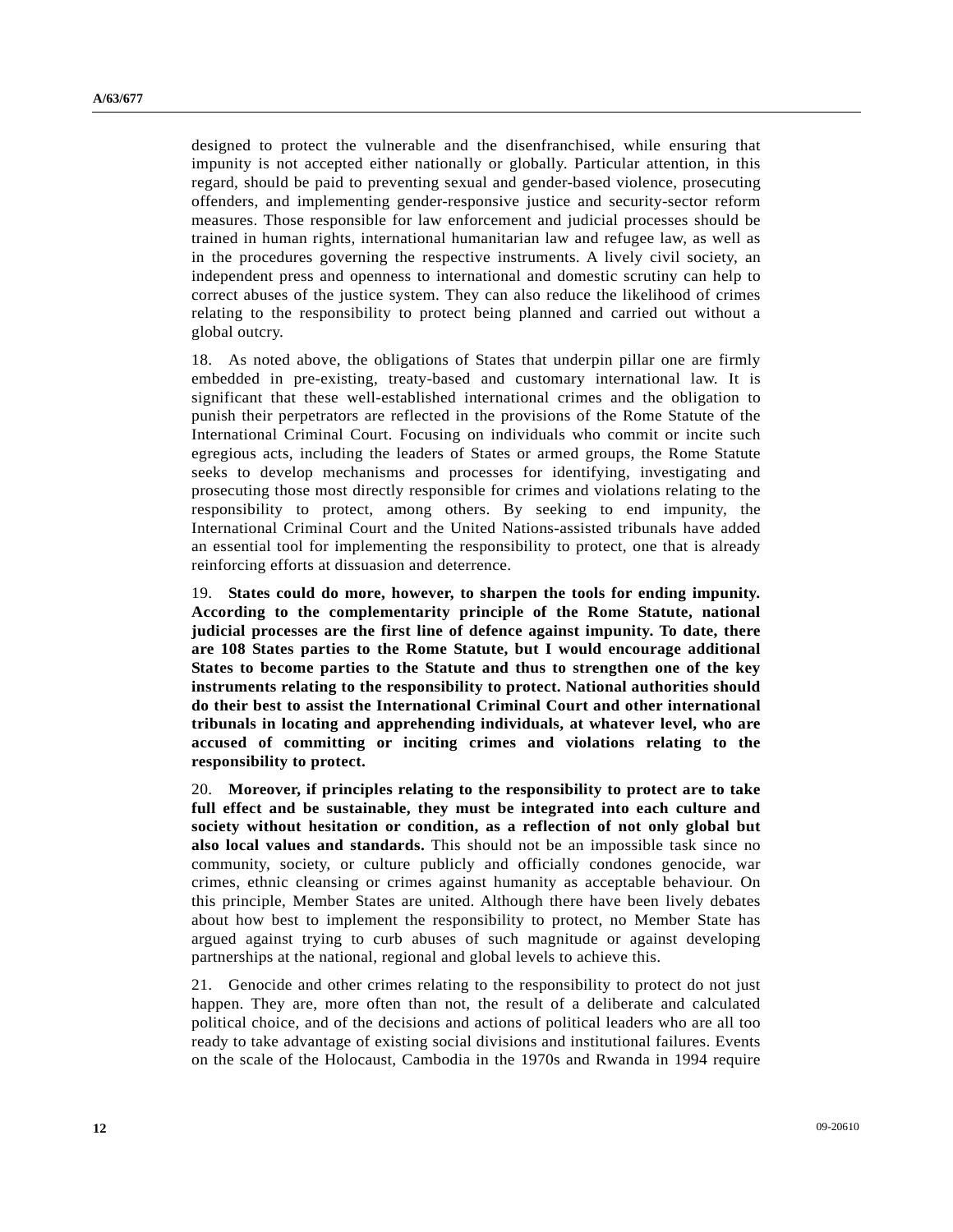designed to protect the vulnerable and the disenfranchised, while ensuring that impunity is not accepted either nationally or globally. Particular attention, in this regard, should be paid to preventing sexual and gender-based violence, prosecuting offenders, and implementing gender-responsive justice and security-sector reform measures. Those responsible for law enforcement and judicial processes should be trained in human rights, international humanitarian law and refugee law, as well as in the procedures governing the respective instruments. A lively civil society, an independent press and openness to international and domestic scrutiny can help to correct abuses of the justice system. They can also reduce the likelihood of crimes relating to the responsibility to protect being planned and carried out without a global outcry.

18. As noted above, the obligations of States that underpin pillar one are firmly embedded in pre-existing, treaty-based and customary international law. It is significant that these well-established international crimes and the obligation to punish their perpetrators are reflected in the provisions of the Rome Statute of the International Criminal Court. Focusing on individuals who commit or incite such egregious acts, including the leaders of States or armed groups, the Rome Statute seeks to develop mechanisms and processes for identifying, investigating and prosecuting those most directly responsible for crimes and violations relating to the responsibility to protect, among others. By seeking to end impunity, the International Criminal Court and the United Nations-assisted tribunals have added an essential tool for implementing the responsibility to protect, one that is already reinforcing efforts at dissuasion and deterrence.

19. **States could do more, however, to sharpen the tools for ending impunity. According to the complementarity principle of the Rome Statute, national judicial processes are the first line of defence against impunity. To date, there are 108 States parties to the Rome Statute, but I would encourage additional States to become parties to the Statute and thus to strengthen one of the key instruments relating to the responsibility to protect. National authorities should do their best to assist the International Criminal Court and other international tribunals in locating and apprehending individuals, at whatever level, who are accused of committing or inciting crimes and violations relating to the responsibility to protect.**

20. **Moreover, if principles relating to the responsibility to protect are to take full effect and be sustainable, they must be integrated into each culture and society without hesitation or condition, as a reflection of not only global but also local values and standards.** This should not be an impossible task since no community, society, or culture publicly and officially condones genocide, war crimes, ethnic cleansing or crimes against humanity as acceptable behaviour. On this principle, Member States are united. Although there have been lively debates about how best to implement the responsibility to protect, no Member State has argued against trying to curb abuses of such magnitude or against developing partnerships at the national, regional and global levels to achieve this.

21. Genocide and other crimes relating to the responsibility to protect do not just happen. They are, more often than not, the result of a deliberate and calculated political choice, and of the decisions and actions of political leaders who are all too ready to take advantage of existing social divisions and institutional failures. Events on the scale of the Holocaust, Cambodia in the 1970s and Rwanda in 1994 require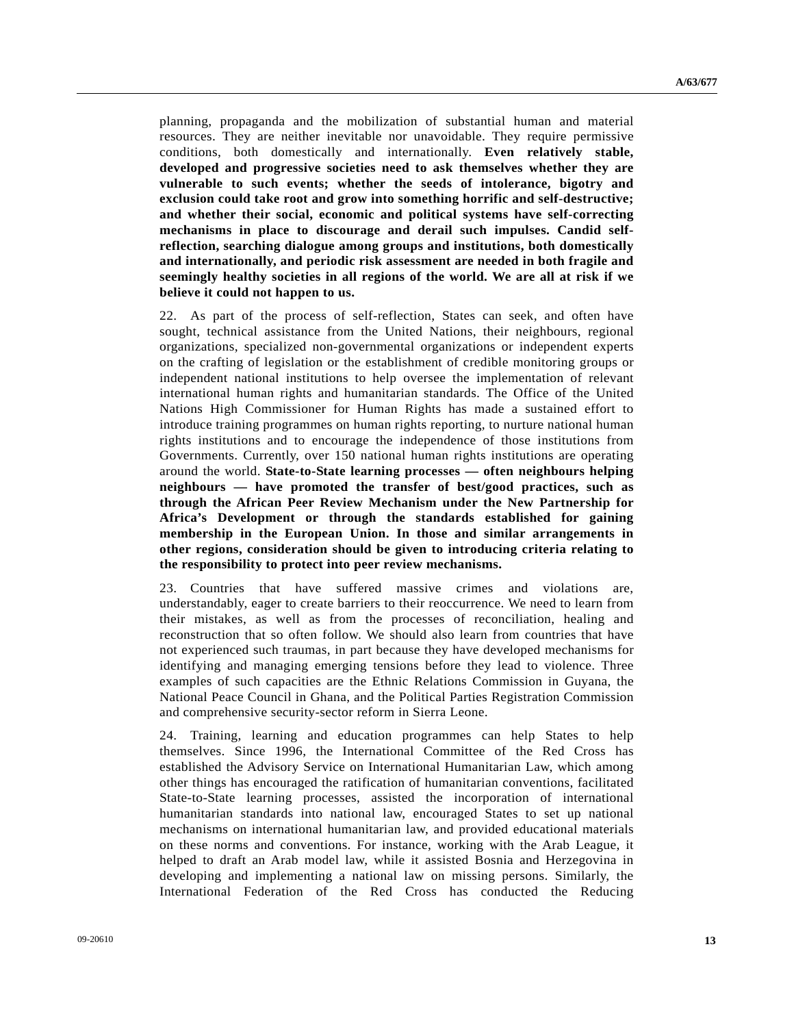planning, propaganda and the mobilization of substantial human and material resources. They are neither inevitable nor unavoidable. They require permissive conditions, both domestically and internationally. **Even relatively stable, developed and progressive societies need to ask themselves whether they are vulnerable to such events; whether the seeds of intolerance, bigotry and exclusion could take root and grow into something horrific and self-destructive; and whether their social, economic and political systems have self-correcting mechanisms in place to discourage and derail such impulses. Candid self-reflection, searching dialogue among groups and institutions, both domestically and internationally, and periodic risk assessment are needed in both fragile and seemingly healthy societies in all regions of the world. We are all at risk if we believe it could not happen to us.**

22. As part of the process of self-reflection, States can seek, and often have sought, technical assistance from the United Nations, their neighbours, regional organizations, specialized non-governmental organizations or independent experts on the crafting of legislation or the establishment of credible monitoring groups or independent national institutions to help oversee the implementation of relevant international human rights and humanitarian standards. The Office of the United Nations High Commissioner for Human Rights has made a sustained effort to introduce training programmes on human rights reporting, to nurture national human rights institutions and to encourage the independence of those institutions from Governments. Currently, over 150 national human rights institutions are operating around the world. **State-to-State learning processes — often neighbours helping neighbours — have promoted the transfer of best/good practices, such as through the African Peer Review Mechanism under the New Partnership for Africa's Development or through the standards established for gaining membership in the European Union. In those and similar arrangements in other regions, consideration should be given to introducing criteria relating to the responsibility to protect into peer review mechanisms.**

23. Countries that have suffered massive crimes and violations are, understandably, eager to create barriers to their reoccurrence. We need to learn from their mistakes, as well as from the processes of reconciliation, healing and reconstruction that so often follow. We should also learn from countries that have not experienced such traumas, in part because they have developed mechanisms for identifying and managing emerging tensions before they lead to violence. Three examples of such capacities are the Ethnic Relations Commission in Guyana, the National Peace Council in Ghana, and the Political Parties Registration Commission and comprehensive security-sector reform in Sierra Leone.

24. Training, learning and education programmes can help States to help themselves. Since 1996, the International Committee of the Red Cross has established the Advisory Service on International Humanitarian Law, which among other things has encouraged the ratification of humanitarian conventions, facilitated State-to-State learning processes, assisted the incorporation of international humanitarian standards into national law, encouraged States to set up national mechanisms on international humanitarian law, and provided educational materials on these norms and conventions. For instance, working with the Arab League, it helped to draft an Arab model law, while it assisted Bosnia and Herzegovina in developing and implementing a national law on missing persons. Similarly, the International Federation of the Red Cross has conducted the Reducing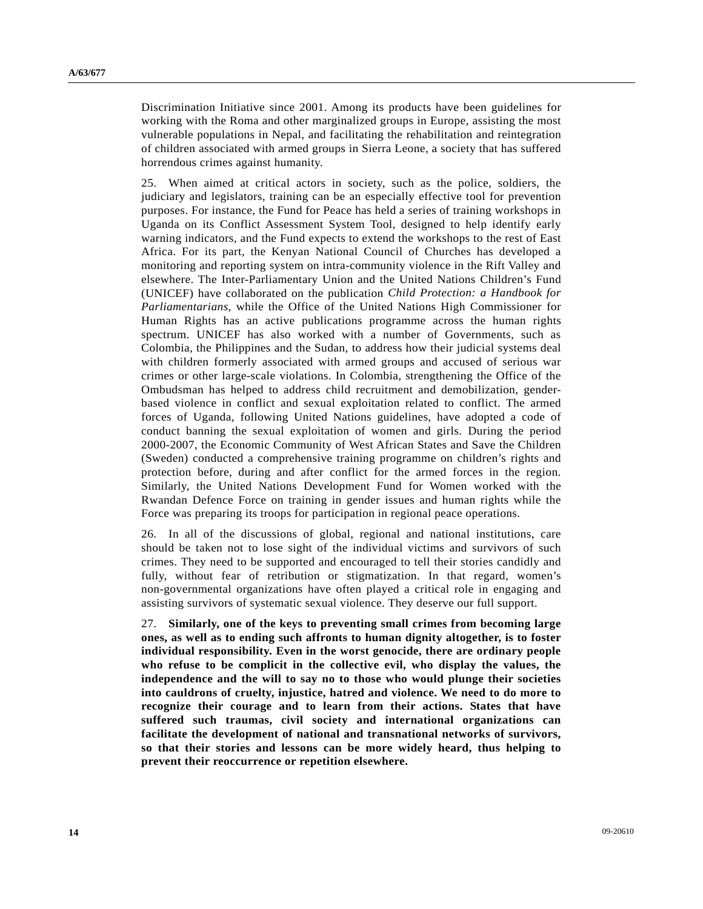Discrimination Initiative since 2001. Among its products have been guidelines for working with the Roma and other marginalized groups in Europe, assisting the most vulnerable populations in Nepal, and facilitating the rehabilitation and reintegration of children associated with armed groups in Sierra Leone, a society that has suffered horrendous crimes against humanity.

25. When aimed at critical actors in society, such as the police, soldiers, the judiciary and legislators, training can be an especially effective tool for prevention purposes. For instance, the Fund for Peace has held a series of training workshops in Uganda on its Conflict Assessment System Tool, designed to help identify early warning indicators, and the Fund expects to extend the workshops to the rest of East Africa. For its part, the Kenyan National Council of Churches has developed a monitoring and reporting system on intra-community violence in the Rift Valley and elsewhere. The Inter-Parliamentary Union and the United Nations Children's Fund (UNICEF) have collaborated on the publication *Child Protection: a Handbook for Parliamentarians*, while the Office of the United Nations High Commissioner for Human Rights has an active publications programme across the human rights spectrum. UNICEF has also worked with a number of Governments, such as Colombia, the Philippines and the Sudan, to address how their judicial systems deal with children formerly associated with armed groups and accused of serious war crimes or other large-scale violations. In Colombia, strengthening the Office of the Ombudsman has helped to address child recruitment and demobilization, gender-based violence in conflict and sexual exploitation related to conflict. The armed forces of Uganda, following United Nations guidelines, have adopted a code of conduct banning the sexual exploitation of women and girls. During the period 2000-2007, the Economic Community of West African States and Save the Children (Sweden) conducted a comprehensive training programme on children's rights and protection before, during and after conflict for the armed forces in the region. Similarly, the United Nations Development Fund for Women worked with the Rwandan Defence Force on training in gender issues and human rights while the Force was preparing its troops for participation in regional peace operations.

26. In all of the discussions of global, regional and national institutions, care should be taken not to lose sight of the individual victims and survivors of such crimes. They need to be supported and encouraged to tell their stories candidly and fully, without fear of retribution or stigmatization. In that regard, women's non-governmental organizations have often played a critical role in engaging and assisting survivors of systematic sexual violence. They deserve our full support.

27. **Similarly, one of the keys to preventing small crimes from becoming large ones, as well as to ending such affronts to human dignity altogether, is to foster individual responsibility. Even in the worst genocide, there are ordinary people who refuse to be complicit in the collective evil, who display the values, the independence and the will to say no to those who would plunge their societies into cauldrons of cruelty, injustice, hatred and violence. We need to do more to recognize their courage and to learn from their actions. States that have suffered such traumas, civil society and international organizations can facilitate the development of national and transnational networks of survivors, so that their stories and lessons can be more widely heard, thus helping to prevent their reoccurrence or repetition elsewhere.**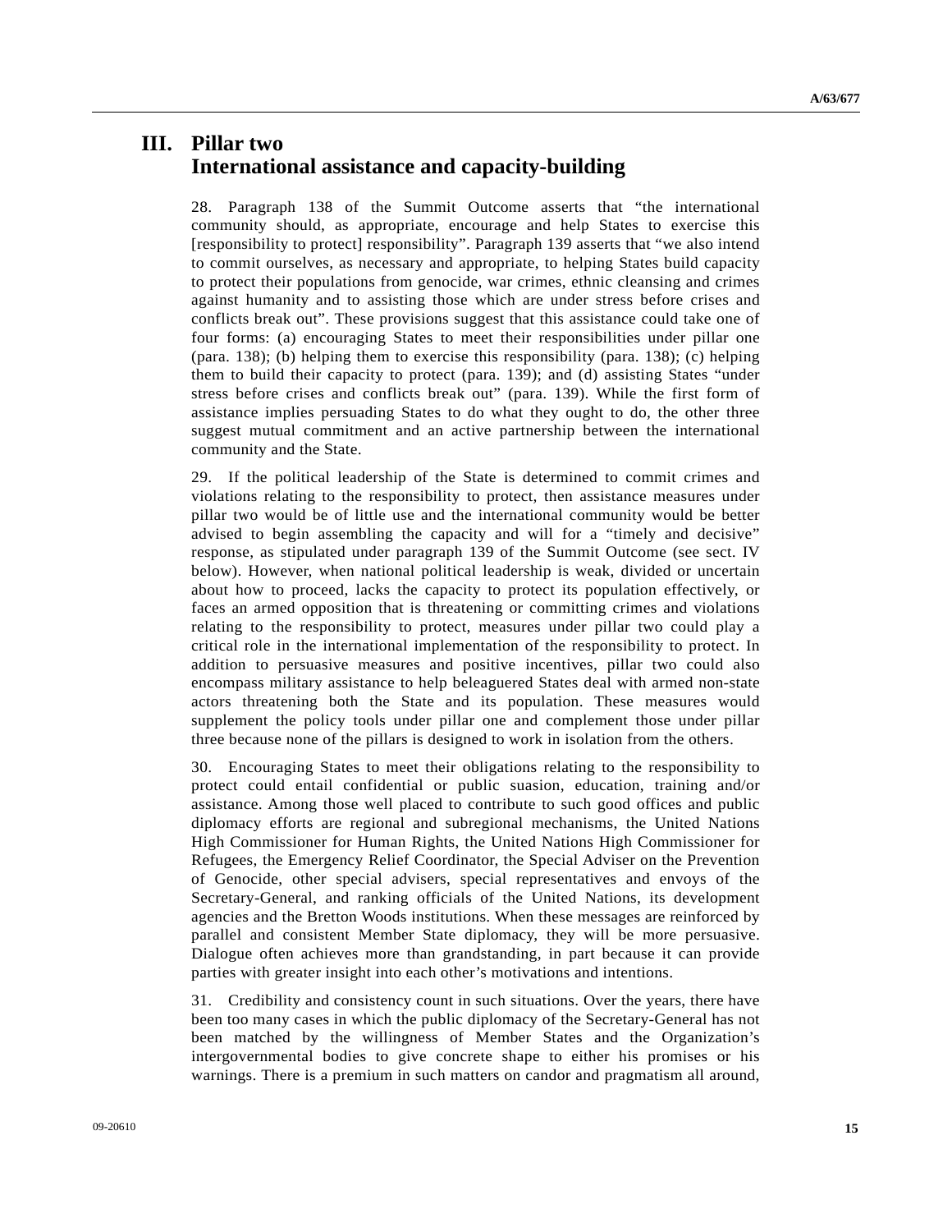# III. Pillar two
# International assistance and capacity-building

28. Paragraph 138 of the Summit Outcome asserts that "the international community should, as appropriate, encourage and help States to exercise this [responsibility to protect] responsibility". Paragraph 139 asserts that "we also intend to commit ourselves, as necessary and appropriate, to helping States build capacity to protect their populations from genocide, war crimes, ethnic cleansing and crimes against humanity and to assisting those which are under stress before crises and conflicts break out". These provisions suggest that this assistance could take one of four forms: (a) encouraging States to meet their responsibilities under pillar one (para. 138); (b) helping them to exercise this responsibility (para. 138); (c) helping them to build their capacity to protect (para. 139); and (d) assisting States "under stress before crises and conflicts break out" (para. 139). While the first form of assistance implies persuading States to do what they ought to do, the other three suggest mutual commitment and an active partnership between the international community and the State.

29. If the political leadership of the State is determined to commit crimes and violations relating to the responsibility to protect, then assistance measures under pillar two would be of little use and the international community would be better advised to begin assembling the capacity and will for a "timely and decisive" response, as stipulated under paragraph 139 of the Summit Outcome (see sect. IV below). However, when national political leadership is weak, divided or uncertain about how to proceed, lacks the capacity to protect its population effectively, or faces an armed opposition that is threatening or committing crimes and violations relating to the responsibility to protect, measures under pillar two could play a critical role in the international implementation of the responsibility to protect. In addition to persuasive measures and positive incentives, pillar two could also encompass military assistance to help beleaguered States deal with armed non-state actors threatening both the State and its population. These measures would supplement the policy tools under pillar one and complement those under pillar three because none of the pillars is designed to work in isolation from the others.

30. Encouraging States to meet their obligations relating to the responsibility to protect could entail confidential or public suasion, education, training and/or assistance. Among those well placed to contribute to such good offices and public diplomacy efforts are regional and subregional mechanisms, the United Nations High Commissioner for Human Rights, the United Nations High Commissioner for Refugees, the Emergency Relief Coordinator, the Special Adviser on the Prevention of Genocide, other special advisers, special representatives and envoys of the Secretary-General, and ranking officials of the United Nations, its development agencies and the Bretton Woods institutions. When these messages are reinforced by parallel and consistent Member State diplomacy, they will be more persuasive. Dialogue often achieves more than grandstanding, in part because it can provide parties with greater insight into each other's motivations and intentions.

31. Credibility and consistency count in such situations. Over the years, there have been too many cases in which the public diplomacy of the Secretary-General has not been matched by the willingness of Member States and the Organization's intergovernmental bodies to give concrete shape to either his promises or his warnings. There is a premium in such matters on candor and pragmatism all around,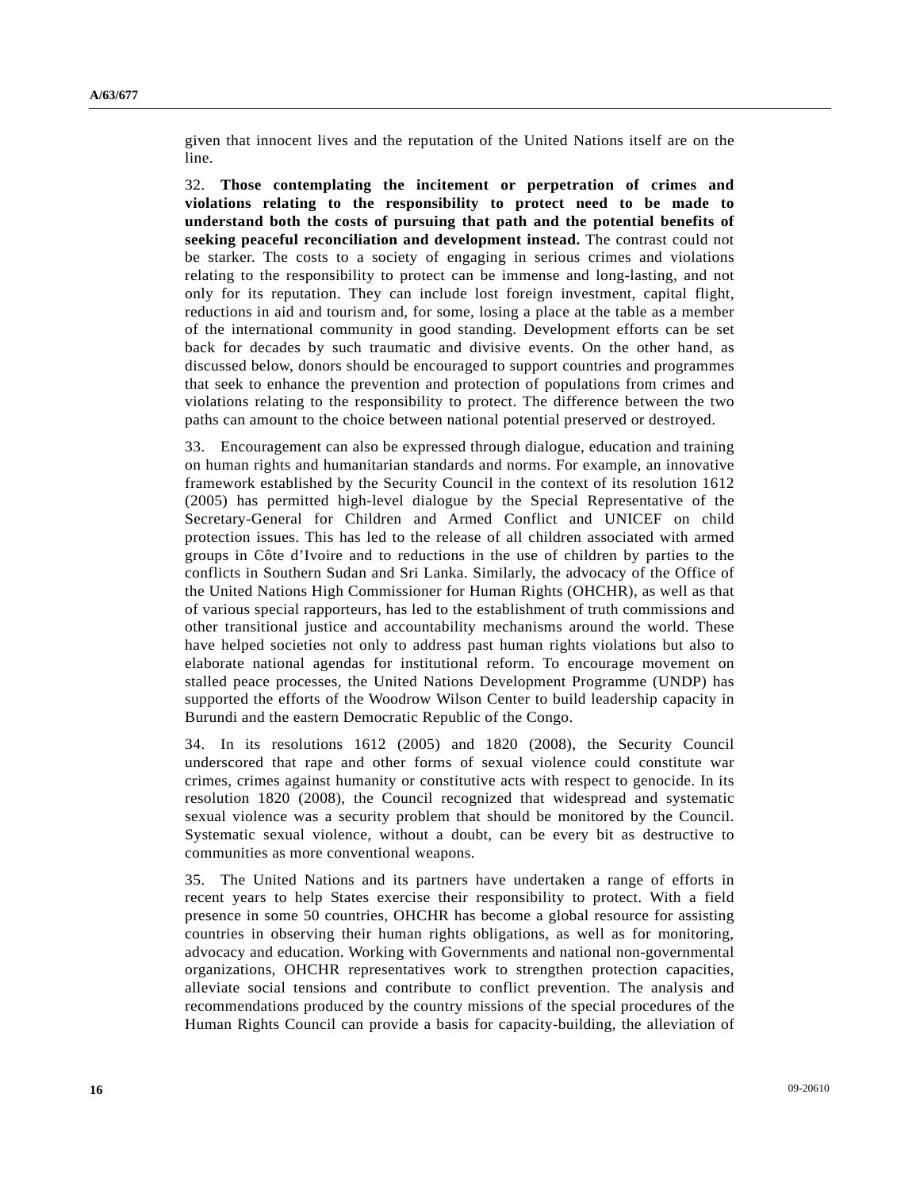given that innocent lives and the reputation of the United Nations itself are on the line.

32. **Those contemplating the incitement or perpetration of crimes and violations relating to the responsibility to protect need to be made to understand both the costs of pursuing that path and the potential benefits of seeking peaceful reconciliation and development instead.** The contrast could not be starker. The costs to a society of engaging in serious crimes and violations relating to the responsibility to protect can be immense and long-lasting, and not only for its reputation. They can include lost foreign investment, capital flight, reductions in aid and tourism and, for some, losing a place at the table as a member of the international community in good standing. Development efforts can be set back for decades by such traumatic and divisive events. On the other hand, as discussed below, donors should be encouraged to support countries and programmes that seek to enhance the prevention and protection of populations from crimes and violations relating to the responsibility to protect. The difference between the two paths can amount to the choice between national potential preserved or destroyed.

33. Encouragement can also be expressed through dialogue, education and training on human rights and humanitarian standards and norms. For example, an innovative framework established by the Security Council in the context of its resolution 1612 (2005) has permitted high-level dialogue by the Special Representative of the Secretary-General for Children and Armed Conflict and UNICEF on child protection issues. This has led to the release of all children associated with armed groups in Côte d'Ivoire and to reductions in the use of children by parties to the conflicts in Southern Sudan and Sri Lanka. Similarly, the advocacy of the Office of the United Nations High Commissioner for Human Rights (OHCHR), as well as that of various special rapporteurs, has led to the establishment of truth commissions and other transitional justice and accountability mechanisms around the world. These have helped societies not only to address past human rights violations but also to elaborate national agendas for institutional reform. To encourage movement on stalled peace processes, the United Nations Development Programme (UNDP) has supported the efforts of the Woodrow Wilson Center to build leadership capacity in Burundi and the eastern Democratic Republic of the Congo.

34. In its resolutions 1612 (2005) and 1820 (2008), the Security Council underscored that rape and other forms of sexual violence could constitute war crimes, crimes against humanity or constitutive acts with respect to genocide. In its resolution 1820 (2008), the Council recognized that widespread and systematic sexual violence was a security problem that should be monitored by the Council. Systematic sexual violence, without a doubt, can be every bit as destructive to communities as more conventional weapons.

35. The United Nations and its partners have undertaken a range of efforts in recent years to help States exercise their responsibility to protect. With a field presence in some 50 countries, OHCHR has become a global resource for assisting countries in observing their human rights obligations, as well as for monitoring, advocacy and education. Working with Governments and national non-governmental organizations, OHCHR representatives work to strengthen protection capacities, alleviate social tensions and contribute to conflict prevention. The analysis and recommendations produced by the country missions of the special procedures of the Human Rights Council can provide a basis for capacity-building, the alleviation of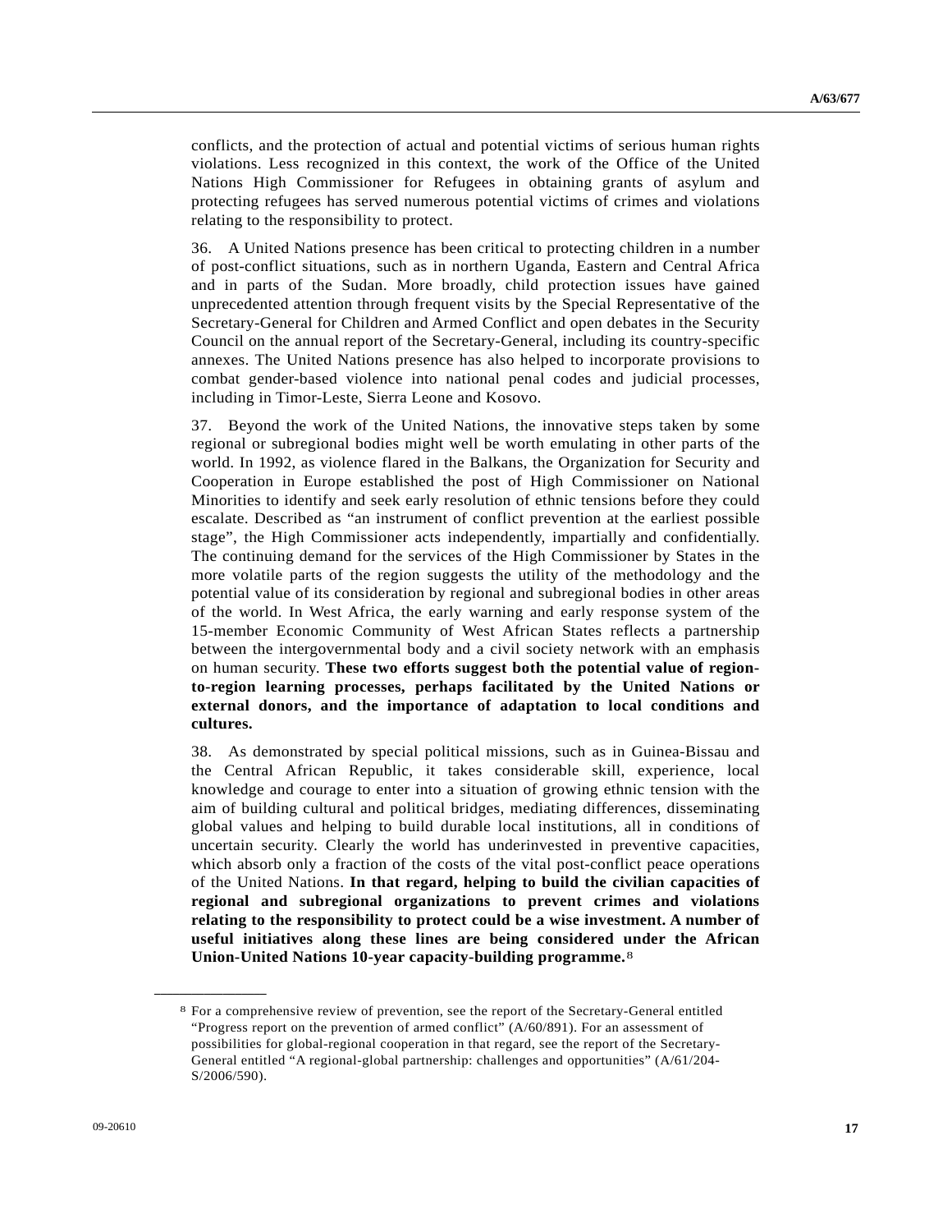conflicts, and the protection of actual and potential victims of serious human rights violations. Less recognized in this context, the work of the Office of the United Nations High Commissioner for Refugees in obtaining grants of asylum and protecting refugees has served numerous potential victims of crimes and violations relating to the responsibility to protect.

36. A United Nations presence has been critical to protecting children in a number of post-conflict situations, such as in northern Uganda, Eastern and Central Africa and in parts of the Sudan. More broadly, child protection issues have gained unprecedented attention through frequent visits by the Special Representative of the Secretary-General for Children and Armed Conflict and open debates in the Security Council on the annual report of the Secretary-General, including its country-specific annexes. The United Nations presence has also helped to incorporate provisions to combat gender-based violence into national penal codes and judicial processes, including in Timor-Leste, Sierra Leone and Kosovo.

37. Beyond the work of the United Nations, the innovative steps taken by some regional or subregional bodies might well be worth emulating in other parts of the world. In 1992, as violence flared in the Balkans, the Organization for Security and Cooperation in Europe established the post of High Commissioner on National Minorities to identify and seek early resolution of ethnic tensions before they could escalate. Described as "an instrument of conflict prevention at the earliest possible stage", the High Commissioner acts independently, impartially and confidentially. The continuing demand for the services of the High Commissioner by States in the more volatile parts of the region suggests the utility of the methodology and the potential value of its consideration by regional and subregional bodies in other areas of the world. In West Africa, the early warning and early response system of the 15-member Economic Community of West African States reflects a partnership between the intergovernmental body and a civil society network with an emphasis on human security. **These two efforts suggest both the potential value of region-to-region learning processes, perhaps facilitated by the United Nations or external donors, and the importance of adaptation to local conditions and cultures.**

38. As demonstrated by special political missions, such as in Guinea-Bissau and the Central African Republic, it takes considerable skill, experience, local knowledge and courage to enter into a situation of growing ethnic tension with the aim of building cultural and political bridges, mediating differences, disseminating global values and helping to build durable local institutions, all in conditions of uncertain security. Clearly the world has underinvested in preventive capacities, which absorb only a fraction of the costs of the vital post-conflict peace operations of the United Nations. **In that regard, helping to build the civilian capacities of regional and subregional organizations to prevent crimes and violations relating to the responsibility to protect could be a wise investment. A number of useful initiatives along these lines are being considered under the African Union-United Nations 10-year capacity-building programme.**[8]

---

[8] For a comprehensive review of prevention, see the report of the Secretary-General entitled "Progress report on the prevention of armed conflict" (A/60/891). For an assessment of possibilities for global-regional cooperation in that regard, see the report of the Secretary-General entitled "A regional-global partnership: challenges and opportunities" (A/61/204-S/2006/590).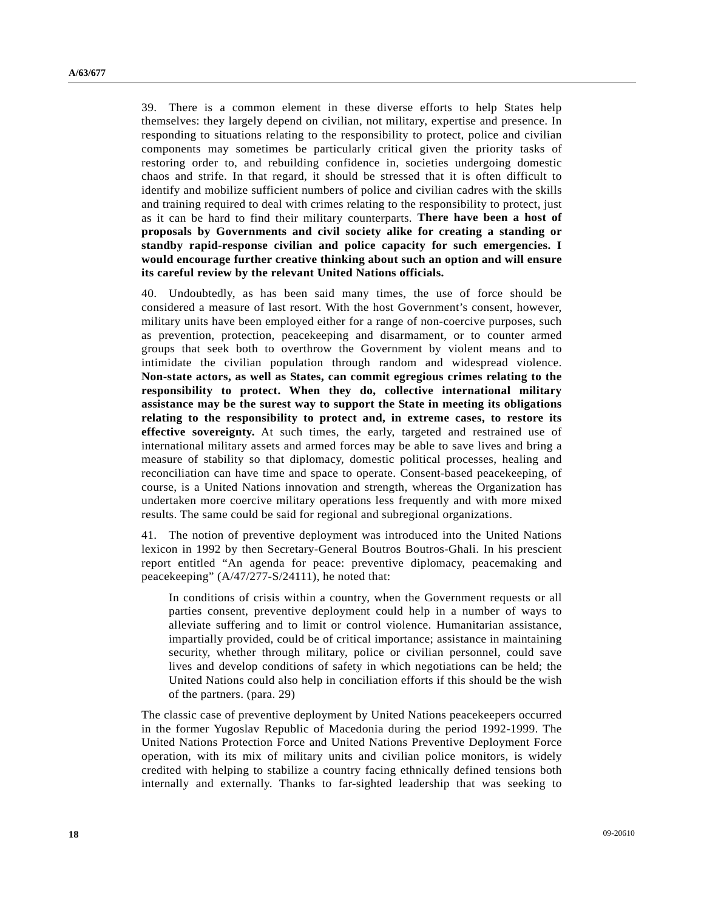39. There is a common element in these diverse efforts to help States help themselves: they largely depend on civilian, not military, expertise and presence. In responding to situations relating to the responsibility to protect, police and civilian components may sometimes be particularly critical given the priority tasks of restoring order to, and rebuilding confidence in, societies undergoing domestic chaos and strife. In that regard, it should be stressed that it is often difficult to identify and mobilize sufficient numbers of police and civilian cadres with the skills and training required to deal with crimes relating to the responsibility to protect, just as it can be hard to find their military counterparts. **There have been a host of proposals by Governments and civil society alike for creating a standing or standby rapid-response civilian and police capacity for such emergencies. I would encourage further creative thinking about such an option and will ensure its careful review by the relevant United Nations officials.**

40. Undoubtedly, as has been said many times, the use of force should be considered a measure of last resort. With the host Government's consent, however, military units have been employed either for a range of non-coercive purposes, such as prevention, protection, peacekeeping and disarmament, or to counter armed groups that seek both to overthrow the Government by violent means and to intimidate the civilian population through random and widespread violence. **Non-state actors, as well as States, can commit egregious crimes relating to the responsibility to protect. When they do, collective international military assistance may be the surest way to support the State in meeting its obligations relating to the responsibility to protect and, in extreme cases, to restore its effective sovereignty.** At such times, the early, targeted and restrained use of international military assets and armed forces may be able to save lives and bring a measure of stability so that diplomacy, domestic political processes, healing and reconciliation can have time and space to operate. Consent-based peacekeeping, of course, is a United Nations innovation and strength, whereas the Organization has undertaken more coercive military operations less frequently and with more mixed results. The same could be said for regional and subregional organizations.

41. The notion of preventive deployment was introduced into the United Nations lexicon in 1992 by then Secretary-General Boutros Boutros-Ghali. In his prescient report entitled "An agenda for peace: preventive diplomacy, peacemaking and peacekeeping" (A/47/277-S/24111), he noted that:

> In conditions of crisis within a country, when the Government requests or all parties consent, preventive deployment could help in a number of ways to alleviate suffering and to limit or control violence. Humanitarian assistance, impartially provided, could be of critical importance; assistance in maintaining security, whether through military, police or civilian personnel, could save lives and develop conditions of safety in which negotiations can be held; the United Nations could also help in conciliation efforts if this should be the wish of the partners. (para. 29)

The classic case of preventive deployment by United Nations peacekeepers occurred in the former Yugoslav Republic of Macedonia during the period 1992-1999. The United Nations Protection Force and United Nations Preventive Deployment Force operation, with its mix of military units and civilian police monitors, is widely credited with helping to stabilize a country facing ethnically defined tensions both internally and externally. Thanks to far-sighted leadership that was seeking to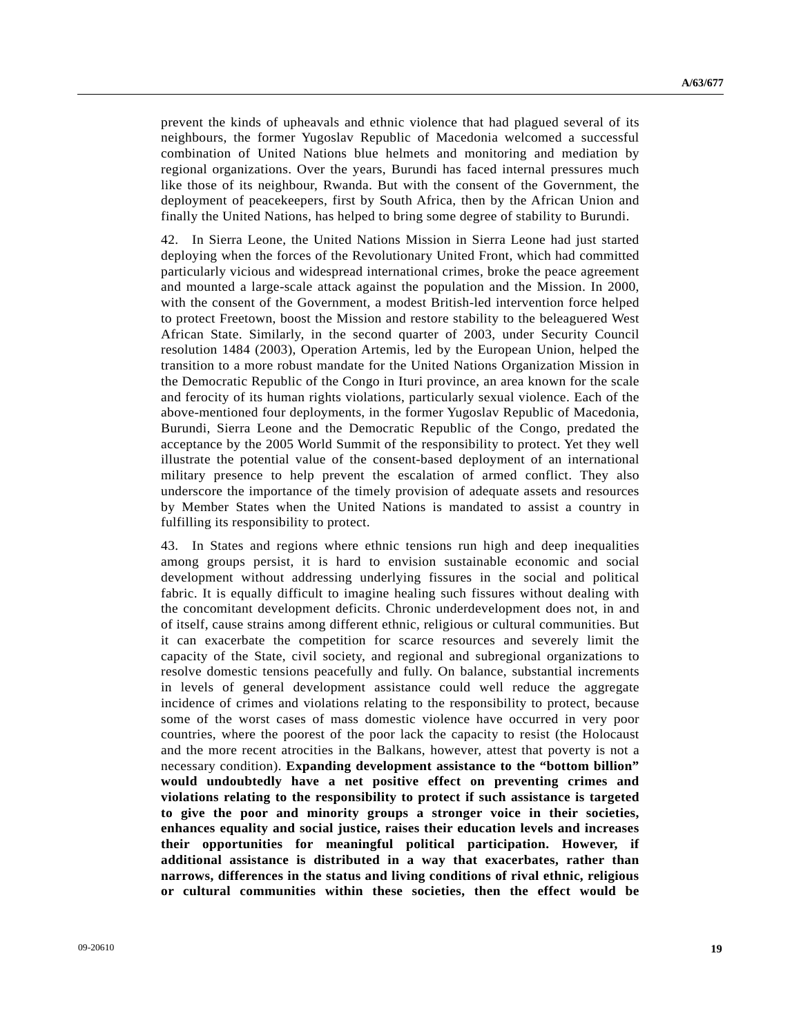prevent the kinds of upheavals and ethnic violence that had plagued several of its neighbours, the former Yugoslav Republic of Macedonia welcomed a successful combination of United Nations blue helmets and monitoring and mediation by regional organizations. Over the years, Burundi has faced internal pressures much like those of its neighbour, Rwanda. But with the consent of the Government, the deployment of peacekeepers, first by South Africa, then by the African Union and finally the United Nations, has helped to bring some degree of stability to Burundi.

42. In Sierra Leone, the United Nations Mission in Sierra Leone had just started deploying when the forces of the Revolutionary United Front, which had committed particularly vicious and widespread international crimes, broke the peace agreement and mounted a large-scale attack against the population and the Mission. In 2000, with the consent of the Government, a modest British-led intervention force helped to protect Freetown, boost the Mission and restore stability to the beleaguered West African State. Similarly, in the second quarter of 2003, under Security Council resolution 1484 (2003), Operation Artemis, led by the European Union, helped the transition to a more robust mandate for the United Nations Organization Mission in the Democratic Republic of the Congo in Ituri province, an area known for the scale and ferocity of its human rights violations, particularly sexual violence. Each of the above-mentioned four deployments, in the former Yugoslav Republic of Macedonia, Burundi, Sierra Leone and the Democratic Republic of the Congo, predated the acceptance by the 2005 World Summit of the responsibility to protect. Yet they well illustrate the potential value of the consent-based deployment of an international military presence to help prevent the escalation of armed conflict. They also underscore the importance of the timely provision of adequate assets and resources by Member States when the United Nations is mandated to assist a country in fulfilling its responsibility to protect.

43. In States and regions where ethnic tensions run high and deep inequalities among groups persist, it is hard to envision sustainable economic and social development without addressing underlying fissures in the social and political fabric. It is equally difficult to imagine healing such fissures without dealing with the concomitant development deficits. Chronic underdevelopment does not, in and of itself, cause strains among different ethnic, religious or cultural communities. But it can exacerbate the competition for scarce resources and severely limit the capacity of the State, civil society, and regional and subregional organizations to resolve domestic tensions peacefully and fully. On balance, substantial increments in levels of general development assistance could well reduce the aggregate incidence of crimes and violations relating to the responsibility to protect, because some of the worst cases of mass domestic violence have occurred in very poor countries, where the poorest of the poor lack the capacity to resist (the Holocaust and the more recent atrocities in the Balkans, however, attest that poverty is not a necessary condition). **Expanding development assistance to the "bottom billion" would undoubtedly have a net positive effect on preventing crimes and violations relating to the responsibility to protect if such assistance is targeted to give the poor and minority groups a stronger voice in their societies, enhances equality and social justice, raises their education levels and increases their opportunities for meaningful political participation. However, if additional assistance is distributed in a way that exacerbates, rather than narrows, differences in the status and living conditions of rival ethnic, religious or cultural communities within these societies, then the effect would be**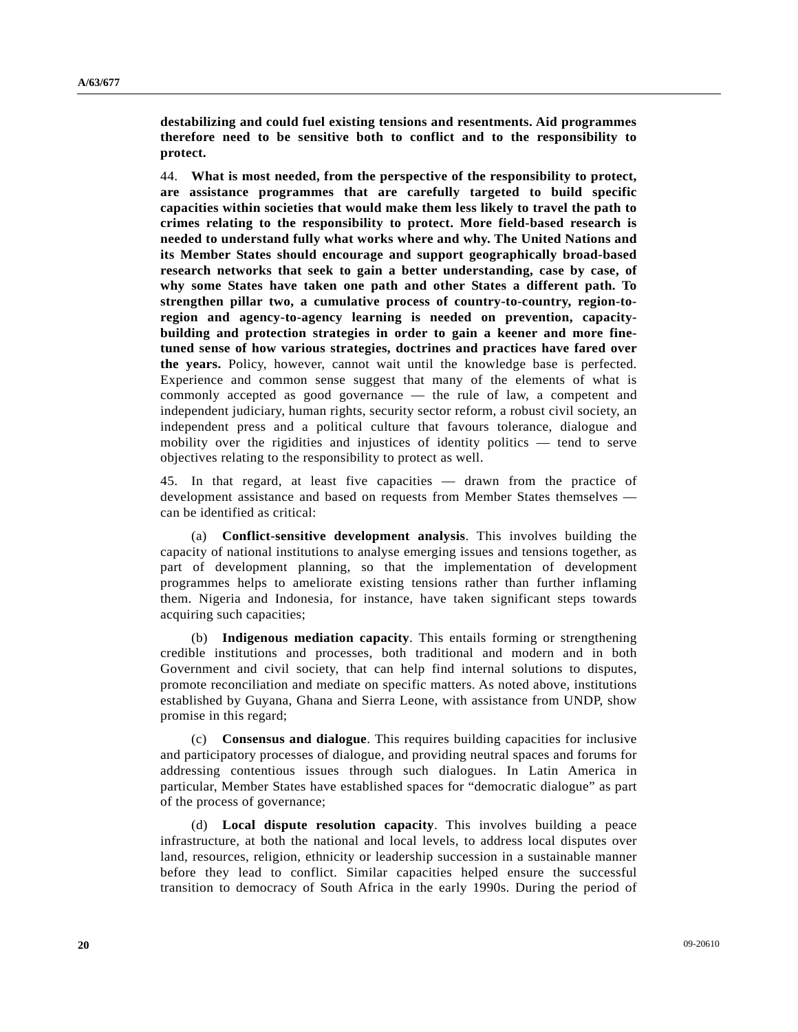**destabilizing and could fuel existing tensions and resentments. Aid programmes therefore need to be sensitive both to conflict and to the responsibility to protect.**

44. **What is most needed, from the perspective of the responsibility to protect, are assistance programmes that are carefully targeted to build specific capacities within societies that would make them less likely to travel the path to crimes relating to the responsibility to protect. More field-based research is needed to understand fully what works where and why. The United Nations and its Member States should encourage and support geographically broad-based research networks that seek to gain a better understanding, case by case, of why some States have taken one path and other States a different path. To strengthen pillar two, a cumulative process of country-to-country, region-to-region and agency-to-agency learning is needed on prevention, capacity-building and protection strategies in order to gain a keener and more fine-tuned sense of how various strategies, doctrines and practices have fared over the years.** Policy, however, cannot wait until the knowledge base is perfected. Experience and common sense suggest that many of the elements of what is commonly accepted as good governance — the rule of law, a competent and independent judiciary, human rights, security sector reform, a robust civil society, an independent press and a political culture that favours tolerance, dialogue and mobility over the rigidities and injustices of identity politics — tend to serve objectives relating to the responsibility to protect as well.

45. In that regard, at least five capacities — drawn from the practice of development assistance and based on requests from Member States themselves — can be identified as critical:

(a) **Conflict-sensitive development analysis**. This involves building the capacity of national institutions to analyse emerging issues and tensions together, as part of development planning, so that the implementation of development programmes helps to ameliorate existing tensions rather than further inflaming them. Nigeria and Indonesia, for instance, have taken significant steps towards acquiring such capacities;

(b) **Indigenous mediation capacity**. This entails forming or strengthening credible institutions and processes, both traditional and modern and in both Government and civil society, that can help find internal solutions to disputes, promote reconciliation and mediate on specific matters. As noted above, institutions established by Guyana, Ghana and Sierra Leone, with assistance from UNDP, show promise in this regard;

(c) **Consensus and dialogue**. This requires building capacities for inclusive and participatory processes of dialogue, and providing neutral spaces and forums for addressing contentious issues through such dialogues. In Latin America in particular, Member States have established spaces for "democratic dialogue" as part of the process of governance;

(d) **Local dispute resolution capacity**. This involves building a peace infrastructure, at both the national and local levels, to address local disputes over land, resources, religion, ethnicity or leadership succession in a sustainable manner before they lead to conflict. Similar capacities helped ensure the successful transition to democracy of South Africa in the early 1990s. During the period of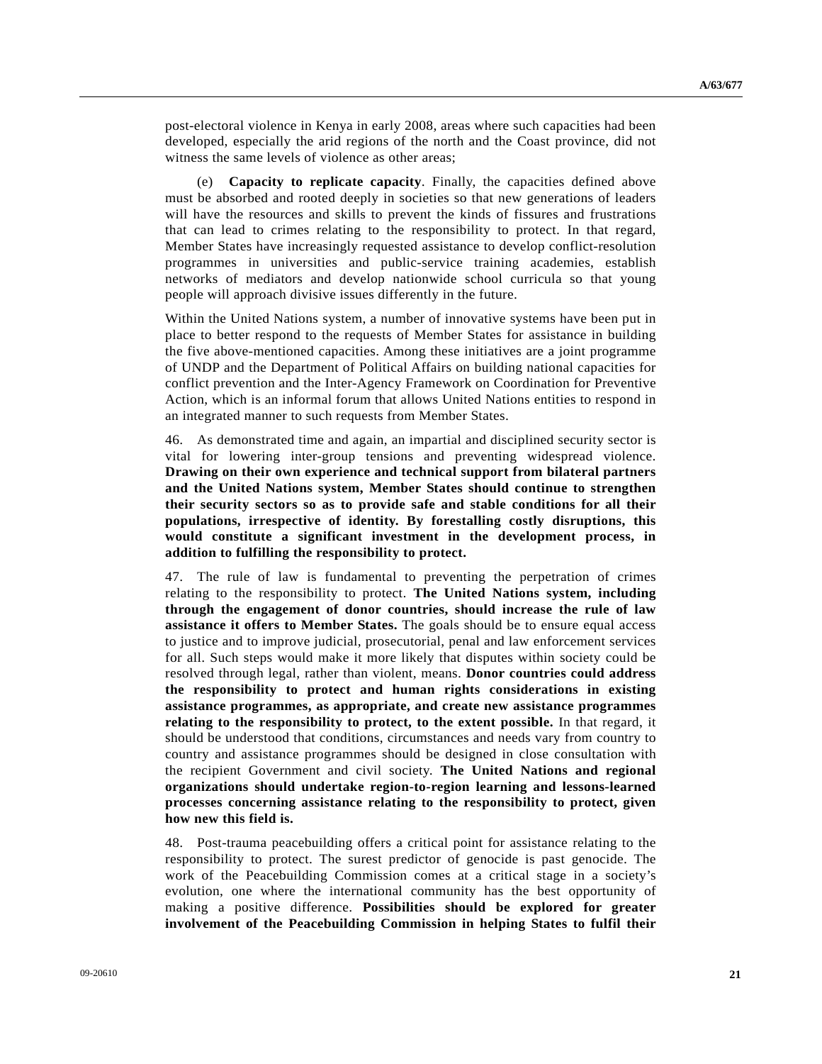post-electoral violence in Kenya in early 2008, areas where such capacities had been developed, especially the arid regions of the north and the Coast province, did not witness the same levels of violence as other areas;

(e) **Capacity to replicate capacity**. Finally, the capacities defined above must be absorbed and rooted deeply in societies so that new generations of leaders will have the resources and skills to prevent the kinds of fissures and frustrations that can lead to crimes relating to the responsibility to protect. In that regard, Member States have increasingly requested assistance to develop conflict-resolution programmes in universities and public-service training academies, establish networks of mediators and develop nationwide school curricula so that young people will approach divisive issues differently in the future.

Within the United Nations system, a number of innovative systems have been put in place to better respond to the requests of Member States for assistance in building the five above-mentioned capacities. Among these initiatives are a joint programme of UNDP and the Department of Political Affairs on building national capacities for conflict prevention and the Inter-Agency Framework on Coordination for Preventive Action, which is an informal forum that allows United Nations entities to respond in an integrated manner to such requests from Member States.

46. As demonstrated time and again, an impartial and disciplined security sector is vital for lowering inter-group tensions and preventing widespread violence. **Drawing on their own experience and technical support from bilateral partners and the United Nations system, Member States should continue to strengthen their security sectors so as to provide safe and stable conditions for all their populations, irrespective of identity. By forestalling costly disruptions, this would constitute a significant investment in the development process, in addition to fulfilling the responsibility to protect.**

47. The rule of law is fundamental to preventing the perpetration of crimes relating to the responsibility to protect. **The United Nations system, including through the engagement of donor countries, should increase the rule of law assistance it offers to Member States.** The goals should be to ensure equal access to justice and to improve judicial, prosecutorial, penal and law enforcement services for all. Such steps would make it more likely that disputes within society could be resolved through legal, rather than violent, means. **Donor countries could address the responsibility to protect and human rights considerations in existing assistance programmes, as appropriate, and create new assistance programmes relating to the responsibility to protect, to the extent possible.** In that regard, it should be understood that conditions, circumstances and needs vary from country to country and assistance programmes should be designed in close consultation with the recipient Government and civil society. **The United Nations and regional organizations should undertake region-to-region learning and lessons-learned processes concerning assistance relating to the responsibility to protect, given how new this field is.**

48. Post-trauma peacebuilding offers a critical point for assistance relating to the responsibility to protect. The surest predictor of genocide is past genocide. The work of the Peacebuilding Commission comes at a critical stage in a society's evolution, one where the international community has the best opportunity of making a positive difference. **Possibilities should be explored for greater involvement of the Peacebuilding Commission in helping States to fulfil their**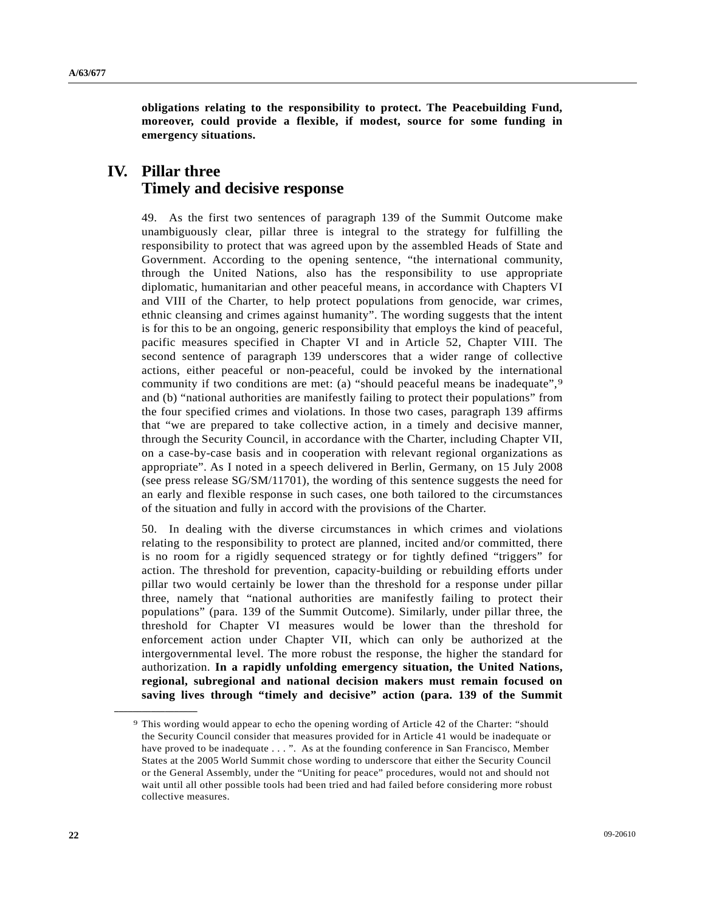**obligations relating to the responsibility to protect. The Peacebuilding Fund, moreover, could provide a flexible, if modest, source for some funding in emergency situations.**

## IV. Pillar three Timely and decisive response

49. As the first two sentences of paragraph 139 of the Summit Outcome make unambiguously clear, pillar three is integral to the strategy for fulfilling the responsibility to protect that was agreed upon by the assembled Heads of State and Government. According to the opening sentence, "the international community, through the United Nations, also has the responsibility to use appropriate diplomatic, humanitarian and other peaceful means, in accordance with Chapters VI and VIII of the Charter, to help protect populations from genocide, war crimes, ethnic cleansing and crimes against humanity". The wording suggests that the intent is for this to be an ongoing, generic responsibility that employs the kind of peaceful, pacific measures specified in Chapter VI and in Article 52, Chapter VIII. The second sentence of paragraph 139 underscores that a wider range of collective actions, either peaceful or non-peaceful, could be invoked by the international community if two conditions are met: (a) "should peaceful means be inadequate",[9] and (b) "national authorities are manifestly failing to protect their populations" from the four specified crimes and violations. In those two cases, paragraph 139 affirms that "we are prepared to take collective action, in a timely and decisive manner, through the Security Council, in accordance with the Charter, including Chapter VII, on a case-by-case basis and in cooperation with relevant regional organizations as appropriate". As I noted in a speech delivered in Berlin, Germany, on 15 July 2008 (see press release SG/SM/11701), the wording of this sentence suggests the need for an early and flexible response in such cases, one both tailored to the circumstances of the situation and fully in accord with the provisions of the Charter.

50. In dealing with the diverse circumstances in which crimes and violations relating to the responsibility to protect are planned, incited and/or committed, there is no room for a rigidly sequenced strategy or for tightly defined "triggers" for action. The threshold for prevention, capacity-building or rebuilding efforts under pillar two would certainly be lower than the threshold for a response under pillar three, namely that "national authorities are manifestly failing to protect their populations" (para. 139 of the Summit Outcome). Similarly, under pillar three, the threshold for Chapter VI measures would be lower than the threshold for enforcement action under Chapter VII, which can only be authorized at the intergovernmental level. The more robust the response, the higher the standard for authorization. **In a rapidly unfolding emergency situation, the United Nations, regional, subregional and national decision makers must remain focused on saving lives through "timely and decisive" action (para. 139 of the Summit**

---

[9] This wording would appear to echo the opening wording of Article 42 of the Charter: "should the Security Council consider that measures provided for in Article 41 would be inadequate or have proved to be inadequate . . . ". As at the founding conference in San Francisco, Member States at the 2005 World Summit chose wording to underscore that either the Security Council or the General Assembly, under the "Uniting for peace" procedures, would not and should not wait until all other possible tools had been tried and had failed before considering more robust collective measures.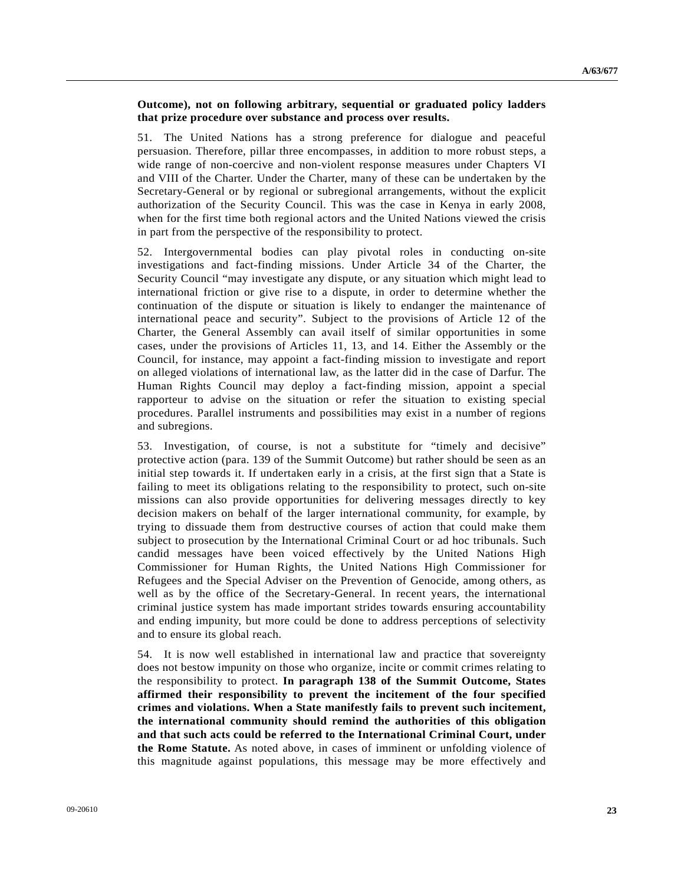**Outcome), not on following arbitrary, sequential or graduated policy ladders that prize procedure over substance and process over results.**

51. The United Nations has a strong preference for dialogue and peaceful persuasion. Therefore, pillar three encompasses, in addition to more robust steps, a wide range of non-coercive and non-violent response measures under Chapters VI and VIII of the Charter. Under the Charter, many of these can be undertaken by the Secretary-General or by regional or subregional arrangements, without the explicit authorization of the Security Council. This was the case in Kenya in early 2008, when for the first time both regional actors and the United Nations viewed the crisis in part from the perspective of the responsibility to protect.

52. Intergovernmental bodies can play pivotal roles in conducting on-site investigations and fact-finding missions. Under Article 34 of the Charter, the Security Council "may investigate any dispute, or any situation which might lead to international friction or give rise to a dispute, in order to determine whether the continuation of the dispute or situation is likely to endanger the maintenance of international peace and security". Subject to the provisions of Article 12 of the Charter, the General Assembly can avail itself of similar opportunities in some cases, under the provisions of Articles 11, 13, and 14. Either the Assembly or the Council, for instance, may appoint a fact-finding mission to investigate and report on alleged violations of international law, as the latter did in the case of Darfur. The Human Rights Council may deploy a fact-finding mission, appoint a special rapporteur to advise on the situation or refer the situation to existing special procedures. Parallel instruments and possibilities may exist in a number of regions and subregions.

53. Investigation, of course, is not a substitute for "timely and decisive" protective action (para. 139 of the Summit Outcome) but rather should be seen as an initial step towards it. If undertaken early in a crisis, at the first sign that a State is failing to meet its obligations relating to the responsibility to protect, such on-site missions can also provide opportunities for delivering messages directly to key decision makers on behalf of the larger international community, for example, by trying to dissuade them from destructive courses of action that could make them subject to prosecution by the International Criminal Court or ad hoc tribunals. Such candid messages have been voiced effectively by the United Nations High Commissioner for Human Rights, the United Nations High Commissioner for Refugees and the Special Adviser on the Prevention of Genocide, among others, as well as by the office of the Secretary-General. In recent years, the international criminal justice system has made important strides towards ensuring accountability and ending impunity, but more could be done to address perceptions of selectivity and to ensure its global reach.

54. It is now well established in international law and practice that sovereignty does not bestow impunity on those who organize, incite or commit crimes relating to the responsibility to protect. **In paragraph 138 of the Summit Outcome, States affirmed their responsibility to prevent the incitement of the four specified crimes and violations. When a State manifestly fails to prevent such incitement, the international community should remind the authorities of this obligation and that such acts could be referred to the International Criminal Court, under the Rome Statute.** As noted above, in cases of imminent or unfolding violence of this magnitude against populations, this message may be more effectively and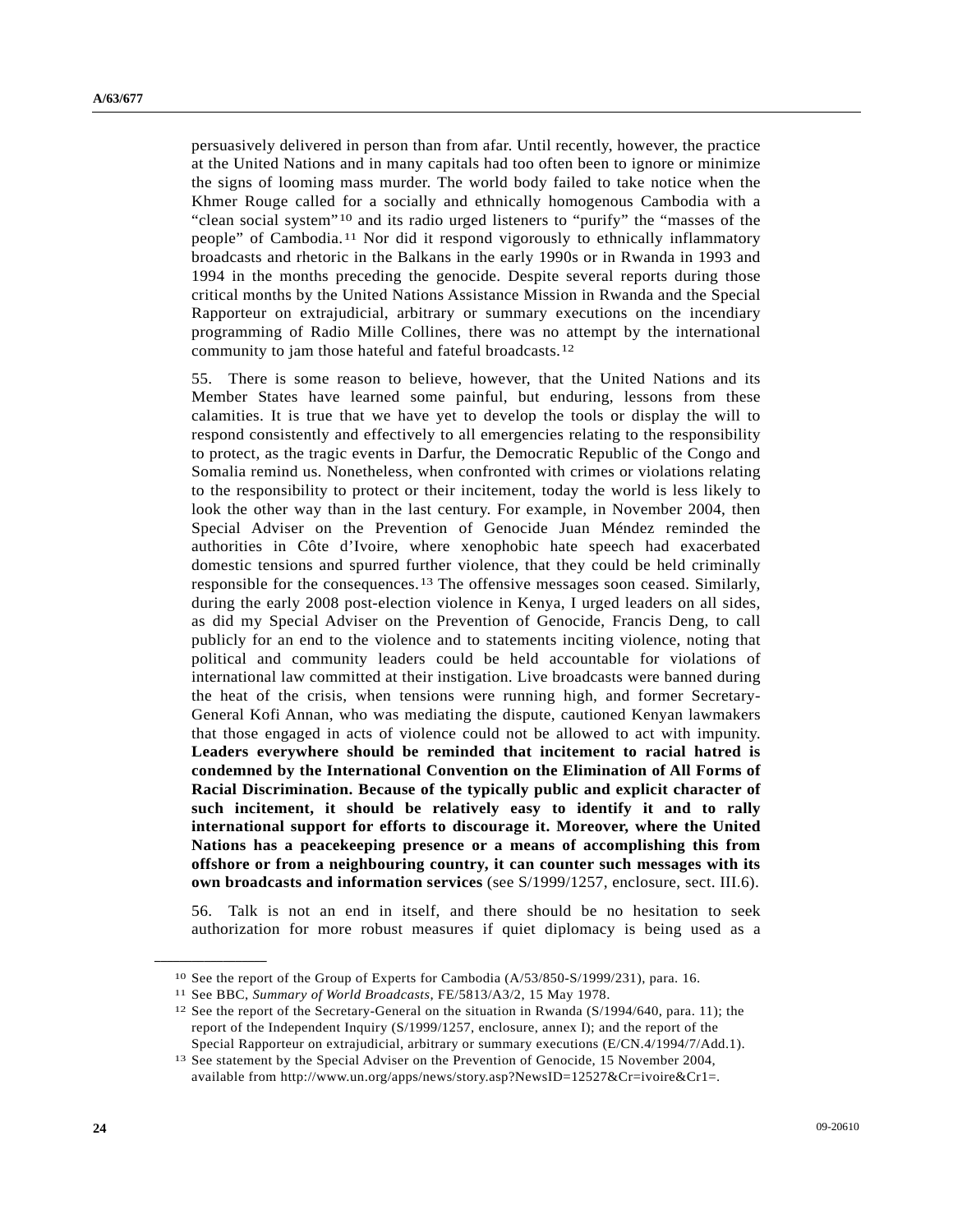persuasively delivered in person than from afar. Until recently, however, the practice at the United Nations and in many capitals had too often been to ignore or minimize the signs of looming mass murder. The world body failed to take notice when the Khmer Rouge called for a socially and ethnically homogenous Cambodia with a "clean social system"[10] and its radio urged listeners to "purify" the "masses of the people" of Cambodia.[11] Nor did it respond vigorously to ethnically inflammatory broadcasts and rhetoric in the Balkans in the early 1990s or in Rwanda in 1993 and 1994 in the months preceding the genocide. Despite several reports during those critical months by the United Nations Assistance Mission in Rwanda and the Special Rapporteur on extrajudicial, arbitrary or summary executions on the incendiary programming of Radio Mille Collines, there was no attempt by the international community to jam those hateful and fateful broadcasts.[12]

55. There is some reason to believe, however, that the United Nations and its Member States have learned some painful, but enduring, lessons from these calamities. It is true that we have yet to develop the tools or display the will to respond consistently and effectively to all emergencies relating to the responsibility to protect, as the tragic events in Darfur, the Democratic Republic of the Congo and Somalia remind us. Nonetheless, when confronted with crimes or violations relating to the responsibility to protect or their incitement, today the world is less likely to look the other way than in the last century. For example, in November 2004, then Special Adviser on the Prevention of Genocide Juan Méndez reminded the authorities in Côte d'Ivoire, where xenophobic hate speech had exacerbated domestic tensions and spurred further violence, that they could be held criminally responsible for the consequences.[13] The offensive messages soon ceased. Similarly, during the early 2008 post-election violence in Kenya, I urged leaders on all sides, as did my Special Adviser on the Prevention of Genocide, Francis Deng, to call publicly for an end to the violence and to statements inciting violence, noting that political and community leaders could be held accountable for violations of international law committed at their instigation. Live broadcasts were banned during the heat of the crisis, when tensions were running high, and former Secretary-General Kofi Annan, who was mediating the dispute, cautioned Kenyan lawmakers that those engaged in acts of violence could not be allowed to act with impunity. **Leaders everywhere should be reminded that incitement to racial hatred is condemned by the International Convention on the Elimination of All Forms of Racial Discrimination. Because of the typically public and explicit character of such incitement, it should be relatively easy to identify it and to rally international support for efforts to discourage it. Moreover, where the United Nations has a peacekeeping presence or a means of accomplishing this from offshore or from a neighbouring country, it can counter such messages with its own broadcasts and information services** (see S/1999/1257, enclosure, sect. III.6).

56. Talk is not an end in itself, and there should be no hesitation to seek authorization for more robust measures if quiet diplomacy is being used as a

---

[10] See the report of the Group of Experts for Cambodia (A/53/850-S/1999/231), para. 16.

[11] See BBC, *Summary of World Broadcasts*, FE/5813/A3/2, 15 May 1978.

[12] See the report of the Secretary-General on the situation in Rwanda (S/1994/640, para. 11); the report of the Independent Inquiry (S/1999/1257, enclosure, annex I); and the report of the Special Rapporteur on extrajudicial, arbitrary or summary executions (E/CN.4/1994/7/Add.1).

[13] See statement by the Special Adviser on the Prevention of Genocide, 15 November 2004, available from http://www.un.org/apps/news/story.asp?NewsID=12527&Cr=ivoire&Cr1=.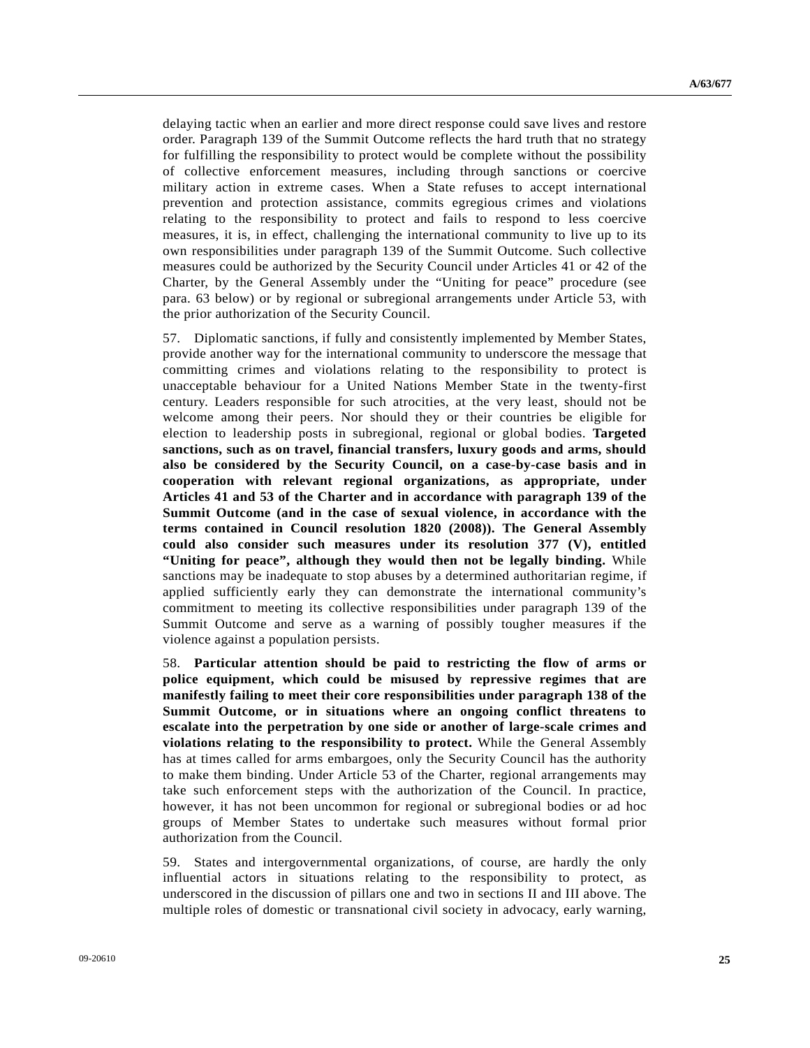delaying tactic when an earlier and more direct response could save lives and restore order. Paragraph 139 of the Summit Outcome reflects the hard truth that no strategy for fulfilling the responsibility to protect would be complete without the possibility of collective enforcement measures, including through sanctions or coercive military action in extreme cases. When a State refuses to accept international prevention and protection assistance, commits egregious crimes and violations relating to the responsibility to protect and fails to respond to less coercive measures, it is, in effect, challenging the international community to live up to its own responsibilities under paragraph 139 of the Summit Outcome. Such collective measures could be authorized by the Security Council under Articles 41 or 42 of the Charter, by the General Assembly under the "Uniting for peace" procedure (see para. 63 below) or by regional or subregional arrangements under Article 53, with the prior authorization of the Security Council.

57. Diplomatic sanctions, if fully and consistently implemented by Member States, provide another way for the international community to underscore the message that committing crimes and violations relating to the responsibility to protect is unacceptable behaviour for a United Nations Member State in the twenty-first century. Leaders responsible for such atrocities, at the very least, should not be welcome among their peers. Nor should they or their countries be eligible for election to leadership posts in subregional, regional or global bodies. **Targeted sanctions, such as on travel, financial transfers, luxury goods and arms, should also be considered by the Security Council, on a case-by-case basis and in cooperation with relevant regional organizations, as appropriate, under Articles 41 and 53 of the Charter and in accordance with paragraph 139 of the Summit Outcome (and in the case of sexual violence, in accordance with the terms contained in Council resolution 1820 (2008)). The General Assembly could also consider such measures under its resolution 377 (V), entitled "Uniting for peace", although they would then not be legally binding.** While sanctions may be inadequate to stop abuses by a determined authoritarian regime, if applied sufficiently early they can demonstrate the international community's commitment to meeting its collective responsibilities under paragraph 139 of the Summit Outcome and serve as a warning of possibly tougher measures if the violence against a population persists.

58. **Particular attention should be paid to restricting the flow of arms or police equipment, which could be misused by repressive regimes that are manifestly failing to meet their core responsibilities under paragraph 138 of the Summit Outcome, or in situations where an ongoing conflict threatens to escalate into the perpetration by one side or another of large-scale crimes and violations relating to the responsibility to protect.** While the General Assembly has at times called for arms embargoes, only the Security Council has the authority to make them binding. Under Article 53 of the Charter, regional arrangements may take such enforcement steps with the authorization of the Council. In practice, however, it has not been uncommon for regional or subregional bodies or ad hoc groups of Member States to undertake such measures without formal prior authorization from the Council.

59. States and intergovernmental organizations, of course, are hardly the only influential actors in situations relating to the responsibility to protect, as underscored in the discussion of pillars one and two in sections II and III above. The multiple roles of domestic or transnational civil society in advocacy, early warning,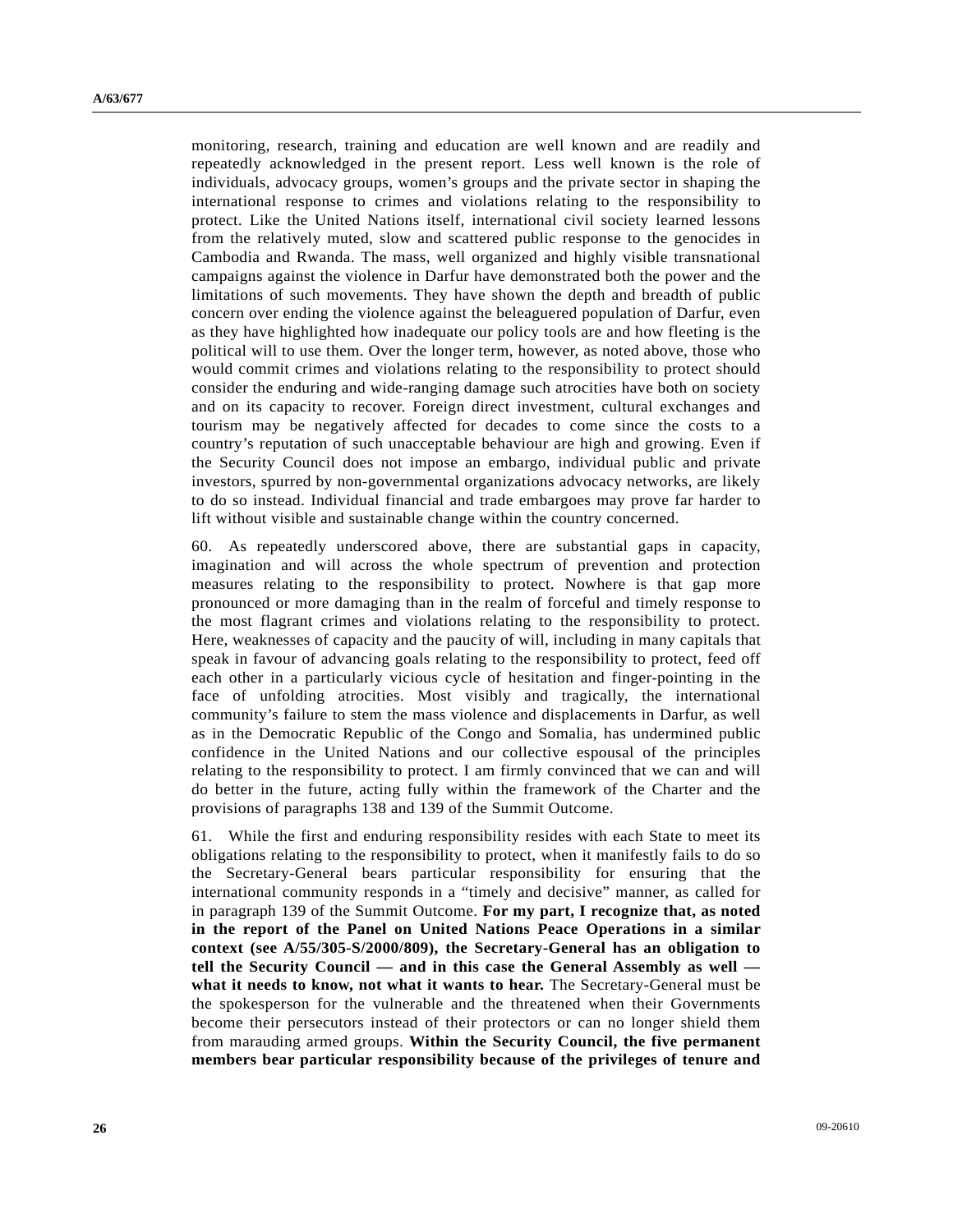monitoring, research, training and education are well known and are readily and repeatedly acknowledged in the present report. Less well known is the role of individuals, advocacy groups, women's groups and the private sector in shaping the international response to crimes and violations relating to the responsibility to protect. Like the United Nations itself, international civil society learned lessons from the relatively muted, slow and scattered public response to the genocides in Cambodia and Rwanda. The mass, well organized and highly visible transnational campaigns against the violence in Darfur have demonstrated both the power and the limitations of such movements. They have shown the depth and breadth of public concern over ending the violence against the beleaguered population of Darfur, even as they have highlighted how inadequate our policy tools are and how fleeting is the political will to use them. Over the longer term, however, as noted above, those who would commit crimes and violations relating to the responsibility to protect should consider the enduring and wide-ranging damage such atrocities have both on society and on its capacity to recover. Foreign direct investment, cultural exchanges and tourism may be negatively affected for decades to come since the costs to a country's reputation of such unacceptable behaviour are high and growing. Even if the Security Council does not impose an embargo, individual public and private investors, spurred by non-governmental organizations advocacy networks, are likely to do so instead. Individual financial and trade embargoes may prove far harder to lift without visible and sustainable change within the country concerned.

60. As repeatedly underscored above, there are substantial gaps in capacity, imagination and will across the whole spectrum of prevention and protection measures relating to the responsibility to protect. Nowhere is that gap more pronounced or more damaging than in the realm of forceful and timely response to the most flagrant crimes and violations relating to the responsibility to protect. Here, weaknesses of capacity and the paucity of will, including in many capitals that speak in favour of advancing goals relating to the responsibility to protect, feed off each other in a particularly vicious cycle of hesitation and finger-pointing in the face of unfolding atrocities. Most visibly and tragically, the international community's failure to stem the mass violence and displacements in Darfur, as well as in the Democratic Republic of the Congo and Somalia, has undermined public confidence in the United Nations and our collective espousal of the principles relating to the responsibility to protect. I am firmly convinced that we can and will do better in the future, acting fully within the framework of the Charter and the provisions of paragraphs 138 and 139 of the Summit Outcome.

61. While the first and enduring responsibility resides with each State to meet its obligations relating to the responsibility to protect, when it manifestly fails to do so the Secretary-General bears particular responsibility for ensuring that the international community responds in a "timely and decisive" manner, as called for in paragraph 139 of the Summit Outcome. **For my part, I recognize that, as noted in the report of the Panel on United Nations Peace Operations in a similar context (see A/55/305-S/2000/809), the Secretary-General has an obligation to tell the Security Council — and in this case the General Assembly as well — what it needs to know, not what it wants to hear.** The Secretary-General must be the spokesperson for the vulnerable and the threatened when their Governments become their persecutors instead of their protectors or can no longer shield them from marauding armed groups. **Within the Security Council, the five permanent members bear particular responsibility because of the privileges of tenure and**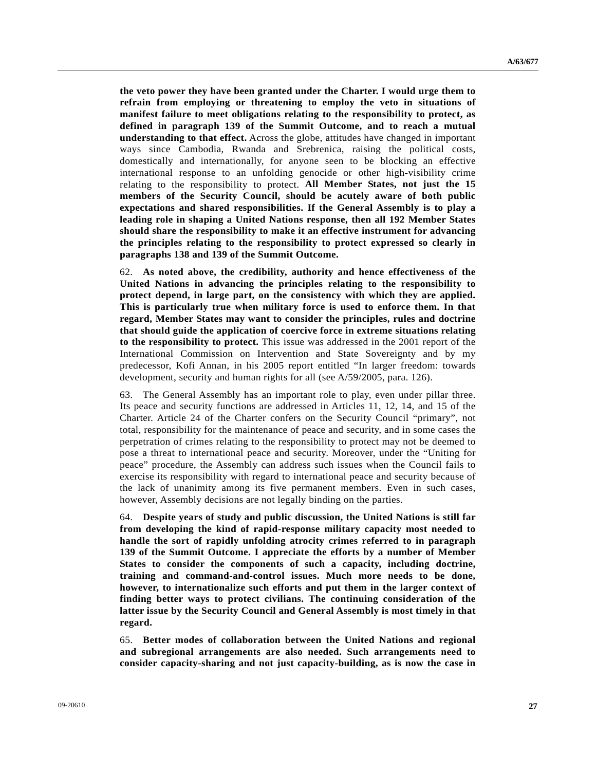**the veto power they have been granted under the Charter. I would urge them to refrain from employing or threatening to employ the veto in situations of manifest failure to meet obligations relating to the responsibility to protect, as defined in paragraph 139 of the Summit Outcome, and to reach a mutual understanding to that effect.** Across the globe, attitudes have changed in important ways since Cambodia, Rwanda and Srebrenica, raising the political costs, domestically and internationally, for anyone seen to be blocking an effective international response to an unfolding genocide or other high-visibility crime relating to the responsibility to protect. **All Member States, not just the 15 members of the Security Council, should be acutely aware of both public expectations and shared responsibilities. If the General Assembly is to play a leading role in shaping a United Nations response, then all 192 Member States should share the responsibility to make it an effective instrument for advancing the principles relating to the responsibility to protect expressed so clearly in paragraphs 138 and 139 of the Summit Outcome.**

62. **As noted above, the credibility, authority and hence effectiveness of the United Nations in advancing the principles relating to the responsibility to protect depend, in large part, on the consistency with which they are applied. This is particularly true when military force is used to enforce them. In that regard, Member States may want to consider the principles, rules and doctrine that should guide the application of coercive force in extreme situations relating to the responsibility to protect.** This issue was addressed in the 2001 report of the International Commission on Intervention and State Sovereignty and by my predecessor, Kofi Annan, in his 2005 report entitled "In larger freedom: towards development, security and human rights for all (see A/59/2005, para. 126).

63. The General Assembly has an important role to play, even under pillar three. Its peace and security functions are addressed in Articles 11, 12, 14, and 15 of the Charter. Article 24 of the Charter confers on the Security Council "primary", not total, responsibility for the maintenance of peace and security, and in some cases the perpetration of crimes relating to the responsibility to protect may not be deemed to pose a threat to international peace and security. Moreover, under the "Uniting for peace" procedure, the Assembly can address such issues when the Council fails to exercise its responsibility with regard to international peace and security because of the lack of unanimity among its five permanent members. Even in such cases, however, Assembly decisions are not legally binding on the parties.

64. **Despite years of study and public discussion, the United Nations is still far from developing the kind of rapid-response military capacity most needed to handle the sort of rapidly unfolding atrocity crimes referred to in paragraph 139 of the Summit Outcome. I appreciate the efforts by a number of Member States to consider the components of such a capacity, including doctrine, training and command-and-control issues. Much more needs to be done, however, to internationalize such efforts and put them in the larger context of finding better ways to protect civilians. The continuing consideration of the latter issue by the Security Council and General Assembly is most timely in that regard.**

65. **Better modes of collaboration between the United Nations and regional and subregional arrangements are also needed. Such arrangements need to consider capacity-sharing and not just capacity-building, as is now the case in**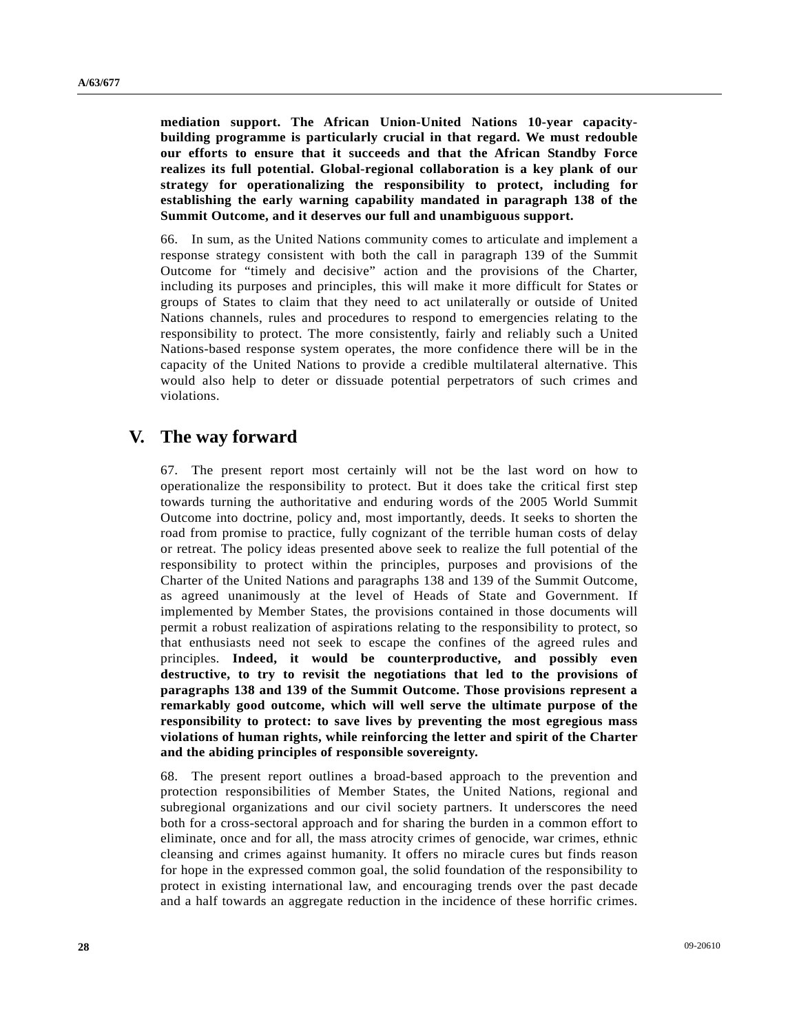**mediation support. The African Union-United Nations 10-year capacity-building programme is particularly crucial in that regard. We must redouble our efforts to ensure that it succeeds and that the African Standby Force realizes its full potential. Global-regional collaboration is a key plank of our strategy for operationalizing the responsibility to protect, including for establishing the early warning capability mandated in paragraph 138 of the Summit Outcome, and it deserves our full and unambiguous support.**

66. In sum, as the United Nations community comes to articulate and implement a response strategy consistent with both the call in paragraph 139 of the Summit Outcome for "timely and decisive" action and the provisions of the Charter, including its purposes and principles, this will make it more difficult for States or groups of States to claim that they need to act unilaterally or outside of United Nations channels, rules and procedures to respond to emergencies relating to the responsibility to protect. The more consistently, fairly and reliably such a United Nations-based response system operates, the more confidence there will be in the capacity of the United Nations to provide a credible multilateral alternative. This would also help to deter or dissuade potential perpetrators of such crimes and violations.

## V. The way forward

67. The present report most certainly will not be the last word on how to operationalize the responsibility to protect. But it does take the critical first step towards turning the authoritative and enduring words of the 2005 World Summit Outcome into doctrine, policy and, most importantly, deeds. It seeks to shorten the road from promise to practice, fully cognizant of the terrible human costs of delay or retreat. The policy ideas presented above seek to realize the full potential of the responsibility to protect within the principles, purposes and provisions of the Charter of the United Nations and paragraphs 138 and 139 of the Summit Outcome, as agreed unanimously at the level of Heads of State and Government. If implemented by Member States, the provisions contained in those documents will permit a robust realization of aspirations relating to the responsibility to protect, so that enthusiasts need not seek to escape the confines of the agreed rules and principles. **Indeed, it would be counterproductive, and possibly even destructive, to try to revisit the negotiations that led to the provisions of paragraphs 138 and 139 of the Summit Outcome. Those provisions represent a remarkably good outcome, which will well serve the ultimate purpose of the responsibility to protect: to save lives by preventing the most egregious mass violations of human rights, while reinforcing the letter and spirit of the Charter and the abiding principles of responsible sovereignty.**

68. The present report outlines a broad-based approach to the prevention and protection responsibilities of Member States, the United Nations, regional and subregional organizations and our civil society partners. It underscores the need both for a cross-sectoral approach and for sharing the burden in a common effort to eliminate, once and for all, the mass atrocity crimes of genocide, war crimes, ethnic cleansing and crimes against humanity. It offers no miracle cures but finds reason for hope in the expressed common goal, the solid foundation of the responsibility to protect in existing international law, and encouraging trends over the past decade and a half towards an aggregate reduction in the incidence of these horrific crimes.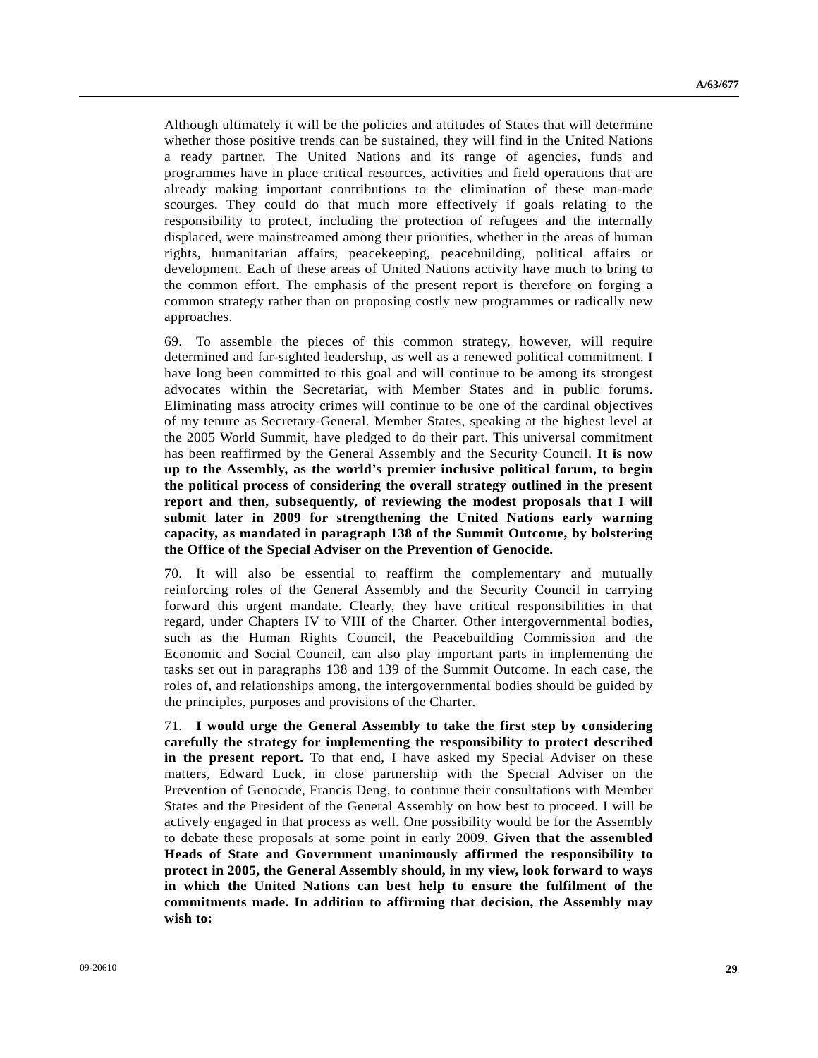Although ultimately it will be the policies and attitudes of States that will determine whether those positive trends can be sustained, they will find in the United Nations a ready partner. The United Nations and its range of agencies, funds and programmes have in place critical resources, activities and field operations that are already making important contributions to the elimination of these man-made scourges. They could do that much more effectively if goals relating to the responsibility to protect, including the protection of refugees and the internally displaced, were mainstreamed among their priorities, whether in the areas of human rights, humanitarian affairs, peacekeeping, peacebuilding, political affairs or development. Each of these areas of United Nations activity have much to bring to the common effort. The emphasis of the present report is therefore on forging a common strategy rather than on proposing costly new programmes or radically new approaches.

69. To assemble the pieces of this common strategy, however, will require determined and far-sighted leadership, as well as a renewed political commitment. I have long been committed to this goal and will continue to be among its strongest advocates within the Secretariat, with Member States and in public forums. Eliminating mass atrocity crimes will continue to be one of the cardinal objectives of my tenure as Secretary-General. Member States, speaking at the highest level at the 2005 World Summit, have pledged to do their part. This universal commitment has been reaffirmed by the General Assembly and the Security Council. **It is now up to the Assembly, as the world's premier inclusive political forum, to begin the political process of considering the overall strategy outlined in the present report and then, subsequently, of reviewing the modest proposals that I will submit later in 2009 for strengthening the United Nations early warning capacity, as mandated in paragraph 138 of the Summit Outcome, by bolstering the Office of the Special Adviser on the Prevention of Genocide.**

70. It will also be essential to reaffirm the complementary and mutually reinforcing roles of the General Assembly and the Security Council in carrying forward this urgent mandate. Clearly, they have critical responsibilities in that regard, under Chapters IV to VIII of the Charter. Other intergovernmental bodies, such as the Human Rights Council, the Peacebuilding Commission and the Economic and Social Council, can also play important parts in implementing the tasks set out in paragraphs 138 and 139 of the Summit Outcome. In each case, the roles of, and relationships among, the intergovernmental bodies should be guided by the principles, purposes and provisions of the Charter.

71. **I would urge the General Assembly to take the first step by considering carefully the strategy for implementing the responsibility to protect described in the present report.** To that end, I have asked my Special Adviser on these matters, Edward Luck, in close partnership with the Special Adviser on the Prevention of Genocide, Francis Deng, to continue their consultations with Member States and the President of the General Assembly on how best to proceed. I will be actively engaged in that process as well. One possibility would be for the Assembly to debate these proposals at some point in early 2009. **Given that the assembled Heads of State and Government unanimously affirmed the responsibility to protect in 2005, the General Assembly should, in my view, look forward to ways in which the United Nations can best help to ensure the fulfilment of the commitments made. In addition to affirming that decision, the Assembly may wish to:**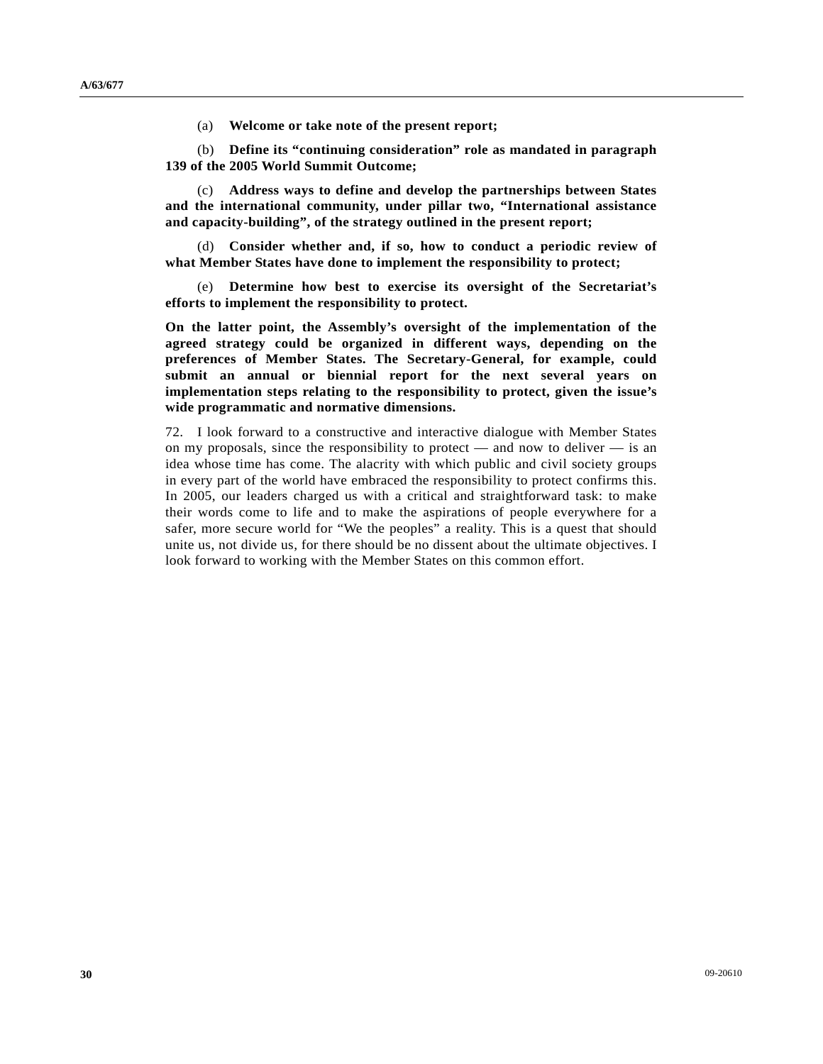(a) **Welcome or take note of the present report;**

(b) **Define its “continuing consideration” role as mandated in paragraph 139 of the 2005 World Summit Outcome;**

(c) **Address ways to define and develop the partnerships between States and the international community, under pillar two, “International assistance and capacity-building”, of the strategy outlined in the present report;**

(d) **Consider whether and, if so, how to conduct a periodic review of what Member States have done to implement the responsibility to protect;**

(e) **Determine how best to exercise its oversight of the Secretariat’s efforts to implement the responsibility to protect.**

**On the latter point, the Assembly’s oversight of the implementation of the agreed strategy could be organized in different ways, depending on the preferences of Member States. The Secretary-General, for example, could submit an annual or biennial report for the next several years on implementation steps relating to the responsibility to protect, given the issue’s wide programmatic and normative dimensions.**

72. I look forward to a constructive and interactive dialogue with Member States on my proposals, since the responsibility to protect — and now to deliver — is an idea whose time has come. The alacrity with which public and civil society groups in every part of the world have embraced the responsibility to protect confirms this. In 2005, our leaders charged us with a critical and straightforward task: to make their words come to life and to make the aspirations of people everywhere for a safer, more secure world for “We the peoples” a reality. This is a quest that should unite us, not divide us, for there should be no dissent about the ultimate objectives. I look forward to working with the Member States on this common effort.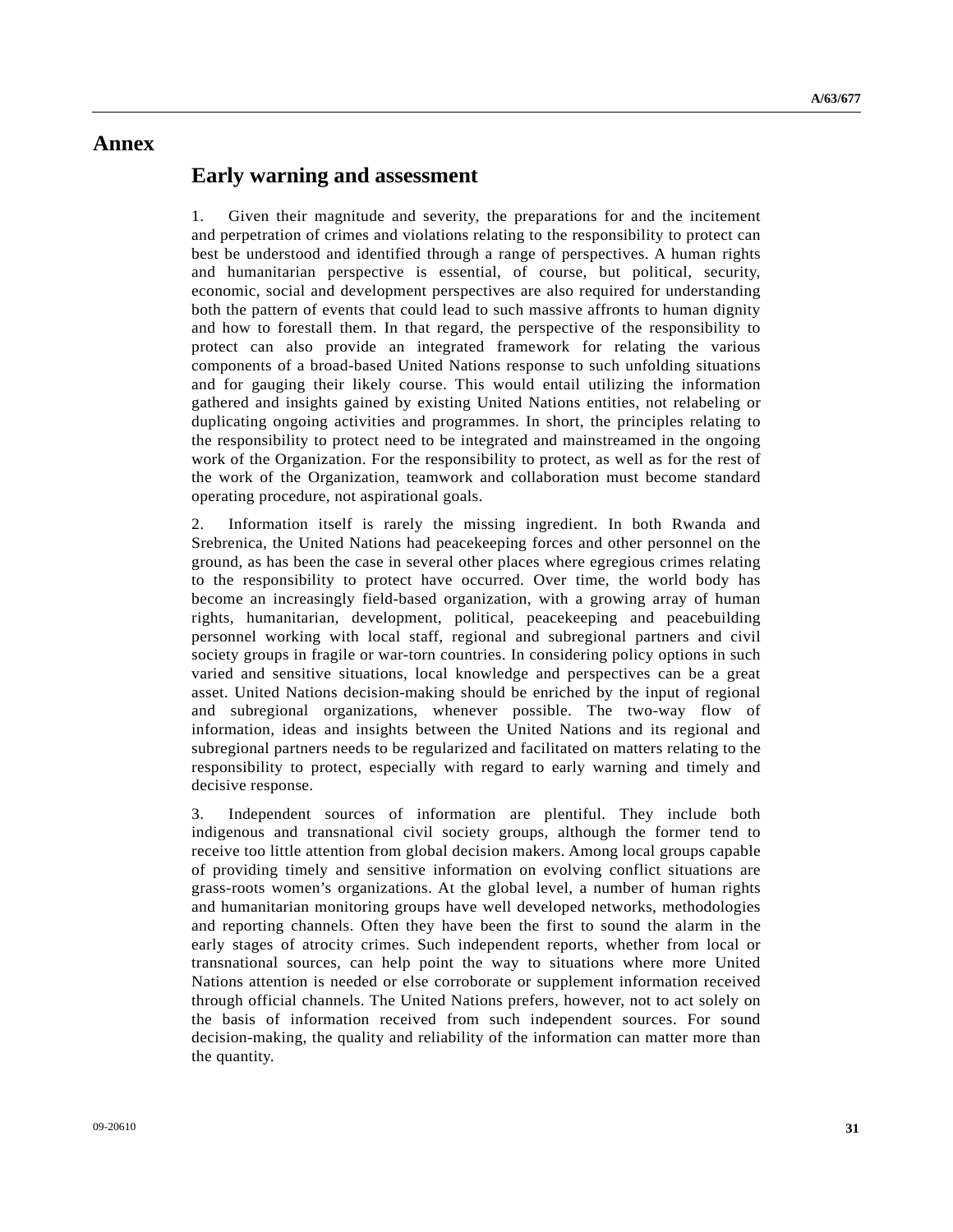# Annex

## Early warning and assessment

1. Given their magnitude and severity, the preparations for and the incitement and perpetration of crimes and violations relating to the responsibility to protect can best be understood and identified through a range of perspectives. A human rights and humanitarian perspective is essential, of course, but political, security, economic, social and development perspectives are also required for understanding both the pattern of events that could lead to such massive affronts to human dignity and how to forestall them. In that regard, the perspective of the responsibility to protect can also provide an integrated framework for relating the various components of a broad-based United Nations response to such unfolding situations and for gauging their likely course. This would entail utilizing the information gathered and insights gained by existing United Nations entities, not relabeling or duplicating ongoing activities and programmes. In short, the principles relating to the responsibility to protect need to be integrated and mainstreamed in the ongoing work of the Organization. For the responsibility to protect, as well as for the rest of the work of the Organization, teamwork and collaboration must become standard operating procedure, not aspirational goals.

2. Information itself is rarely the missing ingredient. In both Rwanda and Srebrenica, the United Nations had peacekeeping forces and other personnel on the ground, as has been the case in several other places where egregious crimes relating to the responsibility to protect have occurred. Over time, the world body has become an increasingly field-based organization, with a growing array of human rights, humanitarian, development, political, peacekeeping and peacebuilding personnel working with local staff, regional and subregional partners and civil society groups in fragile or war-torn countries. In considering policy options in such varied and sensitive situations, local knowledge and perspectives can be a great asset. United Nations decision-making should be enriched by the input of regional and subregional organizations, whenever possible. The two-way flow of information, ideas and insights between the United Nations and its regional and subregional partners needs to be regularized and facilitated on matters relating to the responsibility to protect, especially with regard to early warning and timely and decisive response.

3. Independent sources of information are plentiful. They include both indigenous and transnational civil society groups, although the former tend to receive too little attention from global decision makers. Among local groups capable of providing timely and sensitive information on evolving conflict situations are grass-roots women's organizations. At the global level, a number of human rights and humanitarian monitoring groups have well developed networks, methodologies and reporting channels. Often they have been the first to sound the alarm in the early stages of atrocity crimes. Such independent reports, whether from local or transnational sources, can help point the way to situations where more United Nations attention is needed or else corroborate or supplement information received through official channels. The United Nations prefers, however, not to act solely on the basis of information received from such independent sources. For sound decision-making, the quality and reliability of the information can matter more than the quantity.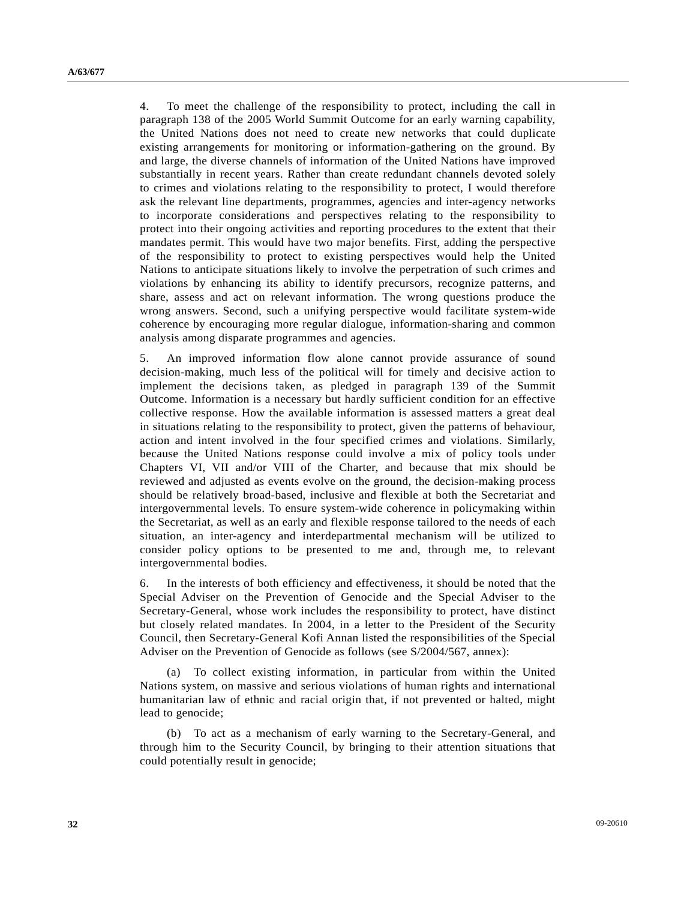4. To meet the challenge of the responsibility to protect, including the call in paragraph 138 of the 2005 World Summit Outcome for an early warning capability, the United Nations does not need to create new networks that could duplicate existing arrangements for monitoring or information-gathering on the ground. By and large, the diverse channels of information of the United Nations have improved substantially in recent years. Rather than create redundant channels devoted solely to crimes and violations relating to the responsibility to protect, I would therefore ask the relevant line departments, programmes, agencies and inter-agency networks to incorporate considerations and perspectives relating to the responsibility to protect into their ongoing activities and reporting procedures to the extent that their mandates permit. This would have two major benefits. First, adding the perspective of the responsibility to protect to existing perspectives would help the United Nations to anticipate situations likely to involve the perpetration of such crimes and violations by enhancing its ability to identify precursors, recognize patterns, and share, assess and act on relevant information. The wrong questions produce the wrong answers. Second, such a unifying perspective would facilitate system-wide coherence by encouraging more regular dialogue, information-sharing and common analysis among disparate programmes and agencies.

5. An improved information flow alone cannot provide assurance of sound decision-making, much less of the political will for timely and decisive action to implement the decisions taken, as pledged in paragraph 139 of the Summit Outcome. Information is a necessary but hardly sufficient condition for an effective collective response. How the available information is assessed matters a great deal in situations relating to the responsibility to protect, given the patterns of behaviour, action and intent involved in the four specified crimes and violations. Similarly, because the United Nations response could involve a mix of policy tools under Chapters VI, VII and/or VIII of the Charter, and because that mix should be reviewed and adjusted as events evolve on the ground, the decision-making process should be relatively broad-based, inclusive and flexible at both the Secretariat and intergovernmental levels. To ensure system-wide coherence in policymaking within the Secretariat, as well as an early and flexible response tailored to the needs of each situation, an inter-agency and interdepartmental mechanism will be utilized to consider policy options to be presented to me and, through me, to relevant intergovernmental bodies.

6. In the interests of both efficiency and effectiveness, it should be noted that the Special Adviser on the Prevention of Genocide and the Special Adviser to the Secretary-General, whose work includes the responsibility to protect, have distinct but closely related mandates. In 2004, in a letter to the President of the Security Council, then Secretary-General Kofi Annan listed the responsibilities of the Special Adviser on the Prevention of Genocide as follows (see S/2004/567, annex):

(a) To collect existing information, in particular from within the United Nations system, on massive and serious violations of human rights and international humanitarian law of ethnic and racial origin that, if not prevented or halted, might lead to genocide;

(b) To act as a mechanism of early warning to the Secretary-General, and through him to the Security Council, by bringing to their attention situations that could potentially result in genocide;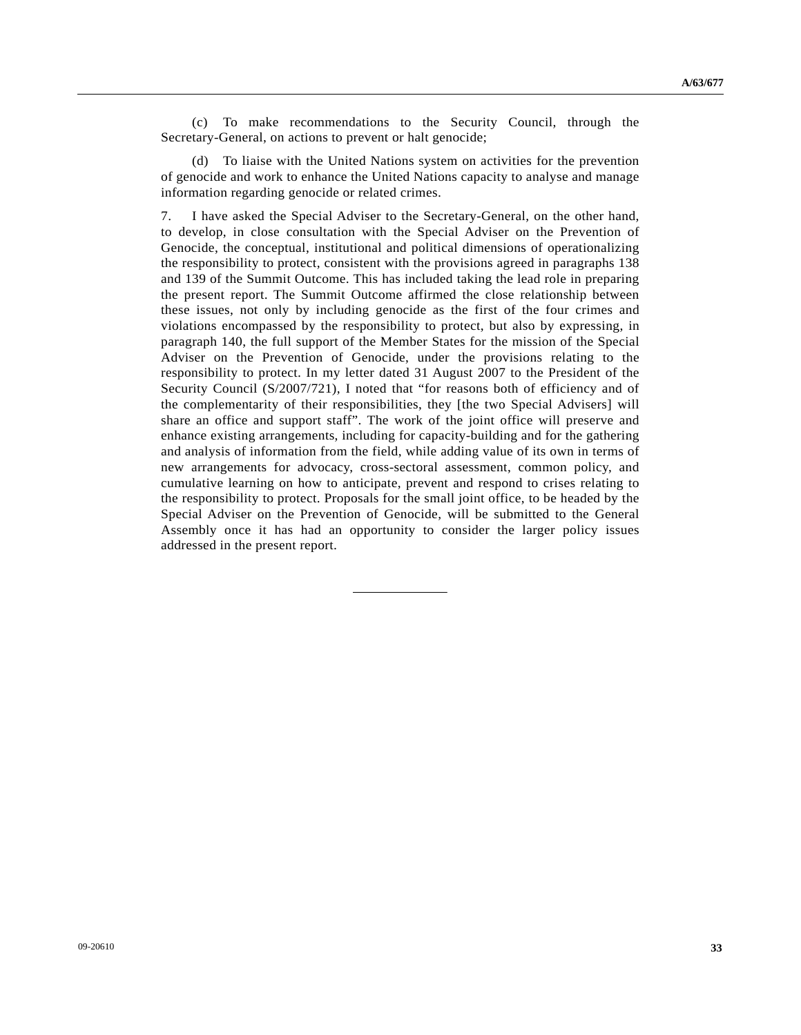(c) To make recommendations to the Security Council, through the Secretary-General, on actions to prevent or halt genocide;

(d) To liaise with the United Nations system on activities for the prevention of genocide and work to enhance the United Nations capacity to analyse and manage information regarding genocide or related crimes.

7. I have asked the Special Adviser to the Secretary-General, on the other hand, to develop, in close consultation with the Special Adviser on the Prevention of Genocide, the conceptual, institutional and political dimensions of operationalizing the responsibility to protect, consistent with the provisions agreed in paragraphs 138 and 139 of the Summit Outcome. This has included taking the lead role in preparing the present report. The Summit Outcome affirmed the close relationship between these issues, not only by including genocide as the first of the four crimes and violations encompassed by the responsibility to protect, but also by expressing, in paragraph 140, the full support of the Member States for the mission of the Special Adviser on the Prevention of Genocide, under the provisions relating to the responsibility to protect. In my letter dated 31 August 2007 to the President of the Security Council (S/2007/721), I noted that "for reasons both of efficiency and of the complementarity of their responsibilities, they [the two Special Advisers] will share an office and support staff". The work of the joint office will preserve and enhance existing arrangements, including for capacity-building and for the gathering and analysis of information from the field, while adding value of its own in terms of new arrangements for advocacy, cross-sectoral assessment, common policy, and cumulative learning on how to anticipate, prevent and respond to crises relating to the responsibility to protect. Proposals for the small joint office, to be headed by the Special Adviser on the Prevention of Genocide, will be submitted to the General Assembly once it has had an opportunity to consider the larger policy issues addressed in the present report.